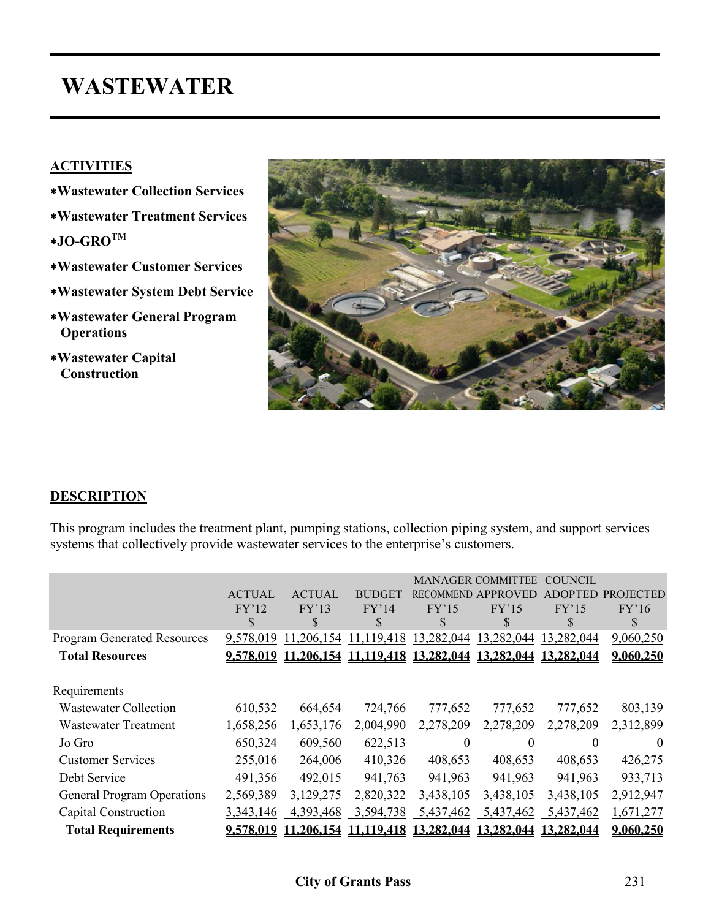# WASTEWATER

## ACTIVITIES

- ∗Wastewater Collection Services
- ∗Wastewater Treatment Services
- ∗JO-GRO™
- ∗Wastewater Customer Services
- ∗Wastewater System Debt Service
- ∗Wastewater General Program Operations
- ∗Wastewater Capital Construction

## DESCRIPTION

This program includes the treatment plant, pumping stations, collection piping system, and support services systems that collectively provide wastewater services to the enterprise's customers.

| | ACTUAL FY'12 $ | ACTUAL FY'13 $ | BUDGET FY'14 $ | MANAGER RECOMMEND FY'15 $ | COMMITTEE APPROVED FY'15 $ | COUNCIL ADOPTED FY'15 $ | PROJECTED FY'16 $ |
|---|---|---|---|---|---|---|---|
| Program Generated Resources | 9,578,019 | 11,206,154 | 11,119,418 | 13,282,044 | 13,282,044 | 13,282,044 | 9,060,250 |
| **Total Resources** | **9,578,019** | **11,206,154** | **11,119,418** | **13,282,044** | **13,282,044** | **13,282,044** | **9,060,250** |
| Requirements | | | | | | | |
| Wastewater Collection | 610,532 | 664,654 | 724,766 | 777,652 | 777,652 | 777,652 | 803,139 |
| Wastewater Treatment | 1,658,256 | 1,653,176 | 2,004,990 | 2,278,209 | 2,278,209 | 2,278,209 | 2,312,899 |
| Jo Gro | 650,324 | 609,560 | 622,513 | 0 | 0 | 0 | 0 |
| Customer Services | 255,016 | 264,006 | 410,326 | 408,653 | 408,653 | 408,653 | 426,275 |
| Debt Service | 491,356 | 492,015 | 941,763 | 941,963 | 941,963 | 941,963 | 933,713 |
| General Program Operations | 2,569,389 | 3,129,275 | 2,820,322 | 3,438,105 | 3,438,105 | 3,438,105 | 2,912,947 |
| Capital Construction | 3,343,146 | 4,393,468 | 3,594,738 | 5,437,462 | 5,437,462 | 5,437,462 | 1,671,277 |
| **Total Requirements** | **9,578,019** | **11,206,154** | **11,119,418** | **13,282,044** | **13,282,044** | **13,282,044** | **9,060,250** |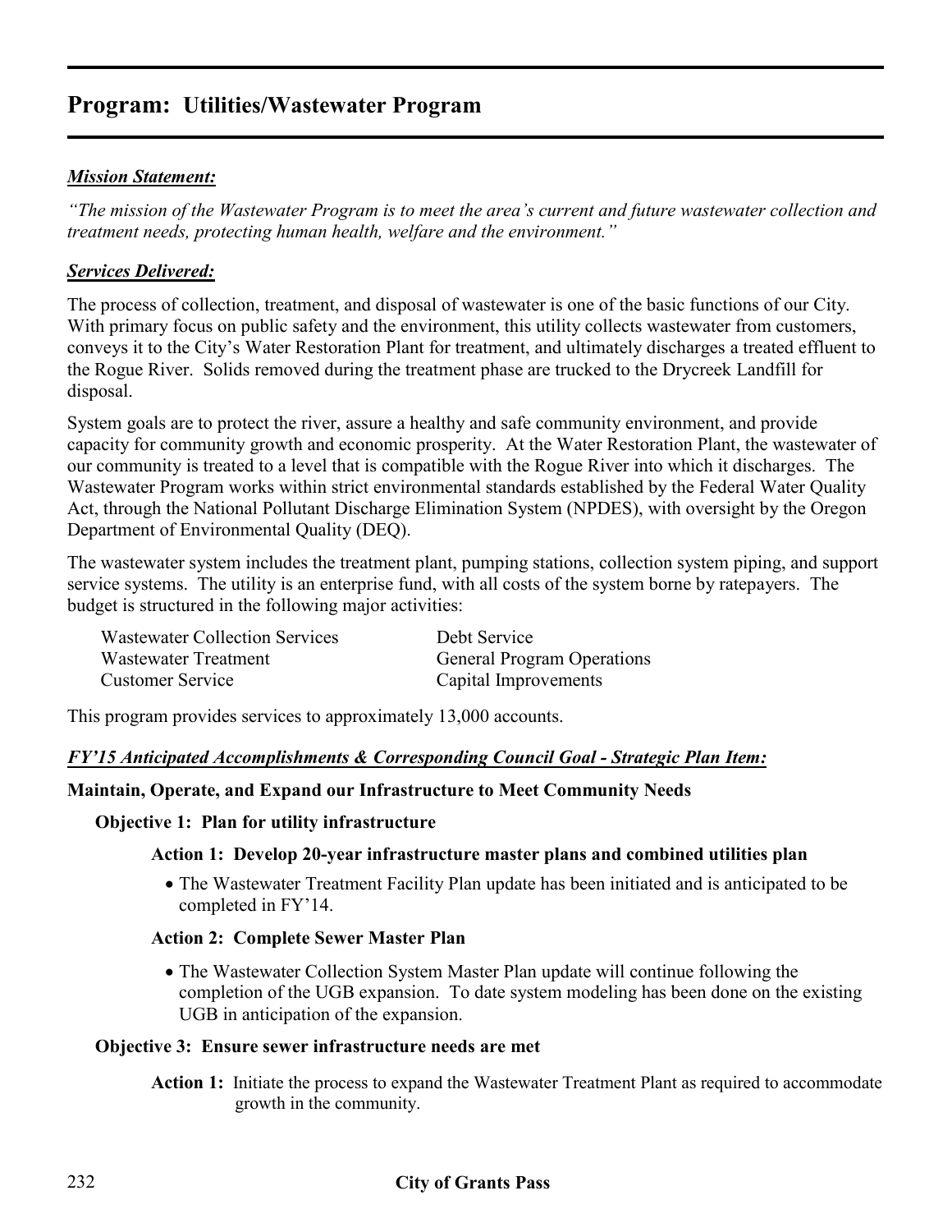# Program: Utilities/Wastewater Program

***Mission Statement:***

*"The mission of the Wastewater Program is to meet the area's current and future wastewater collection and treatment needs, protecting human health, welfare and the environment."*

***Services Delivered:***

The process of collection, treatment, and disposal of wastewater is one of the basic functions of our City. With primary focus on public safety and the environment, this utility collects wastewater from customers, conveys it to the City's Water Restoration Plant for treatment, and ultimately discharges a treated effluent to the Rogue River. Solids removed during the treatment phase are trucked to the Drycreek Landfill for disposal.

System goals are to protect the river, assure a healthy and safe community environment, and provide capacity for community growth and economic prosperity. At the Water Restoration Plant, the wastewater of our community is treated to a level that is compatible with the Rogue River into which it discharges. The Wastewater Program works within strict environmental standards established by the Federal Water Quality Act, through the National Pollutant Discharge Elimination System (NPDES), with oversight by the Oregon Department of Environmental Quality (DEQ).

The wastewater system includes the treatment plant, pumping stations, collection system piping, and support service systems. The utility is an enterprise fund, with all costs of the system borne by ratepayers. The budget is structured in the following major activities:

- Wastewater Collection Services
- Wastewater Treatment
- Customer Service
- Debt Service
- General Program Operations
- Capital Improvements

This program provides services to approximately 13,000 accounts.

***FY'15 Anticipated Accomplishments & Corresponding Council Goal - Strategic Plan Item:***

**Maintain, Operate, and Expand our Infrastructure to Meet Community Needs**

**Objective 1: Plan for utility infrastructure**

**Action 1: Develop 20-year infrastructure master plans and combined utilities plan**

- The Wastewater Treatment Facility Plan update has been initiated and is anticipated to be completed in FY'14.

**Action 2: Complete Sewer Master Plan**

- The Wastewater Collection System Master Plan update will continue following the completion of the UGB expansion. To date system modeling has been done on the existing UGB in anticipation of the expansion.

**Objective 3: Ensure sewer infrastructure needs are met**

**Action 1:** Initiate the process to expand the Wastewater Treatment Plant as required to accommodate growth in the community.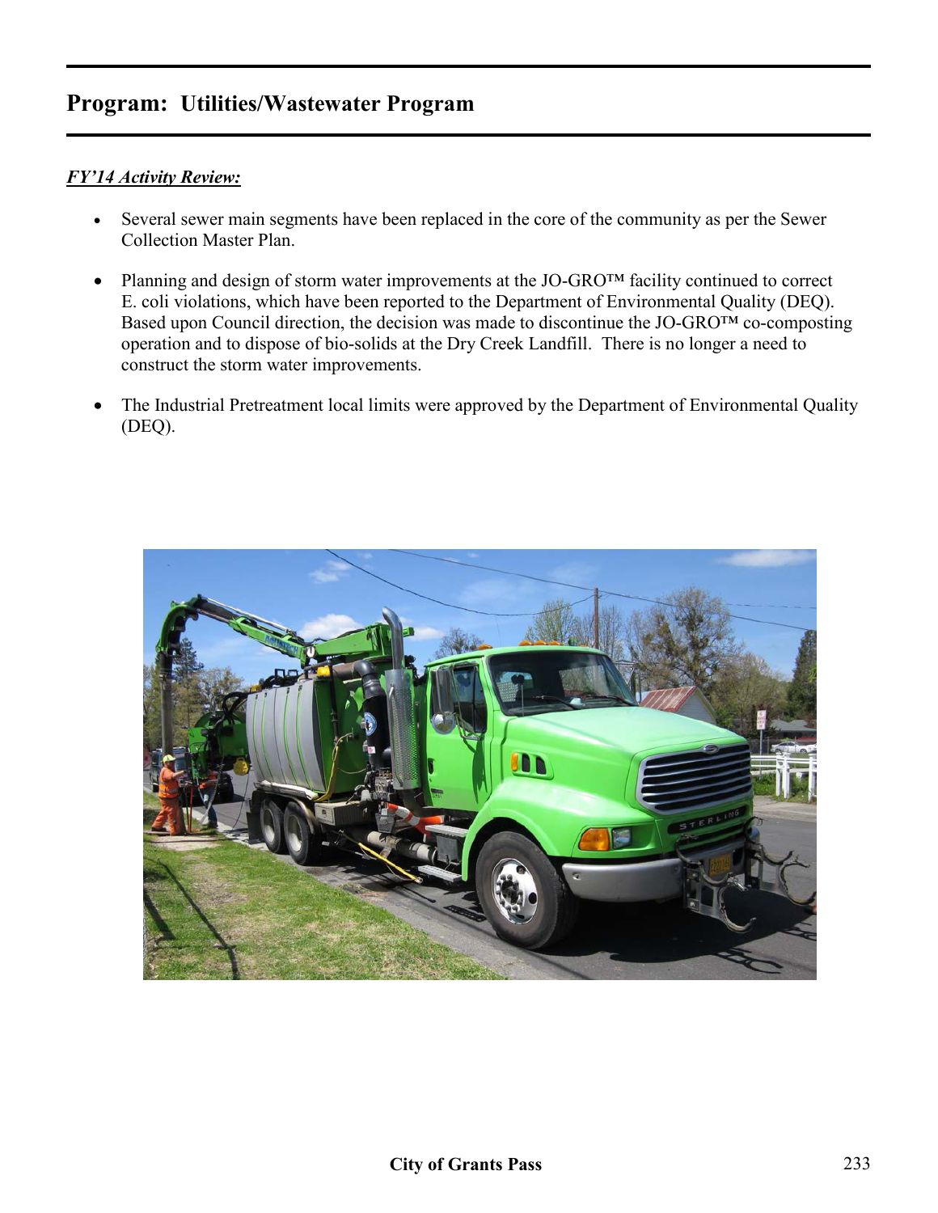## Program: Utilities/Wastewater Program

***FY'14 Activity Review:***

- Several sewer main segments have been replaced in the core of the community as per the Sewer Collection Master Plan.

- Planning and design of storm water improvements at the JO-GRO™ facility continued to correct E. coli violations, which have been reported to the Department of Environmental Quality (DEQ). Based upon Council direction, the decision was made to discontinue the JO-GRO™ co-composting operation and to dispose of bio-solids at the Dry Creek Landfill. There is no longer a need to construct the storm water improvements.

- The Industrial Pretreatment local limits were approved by the Department of Environmental Quality (DEQ).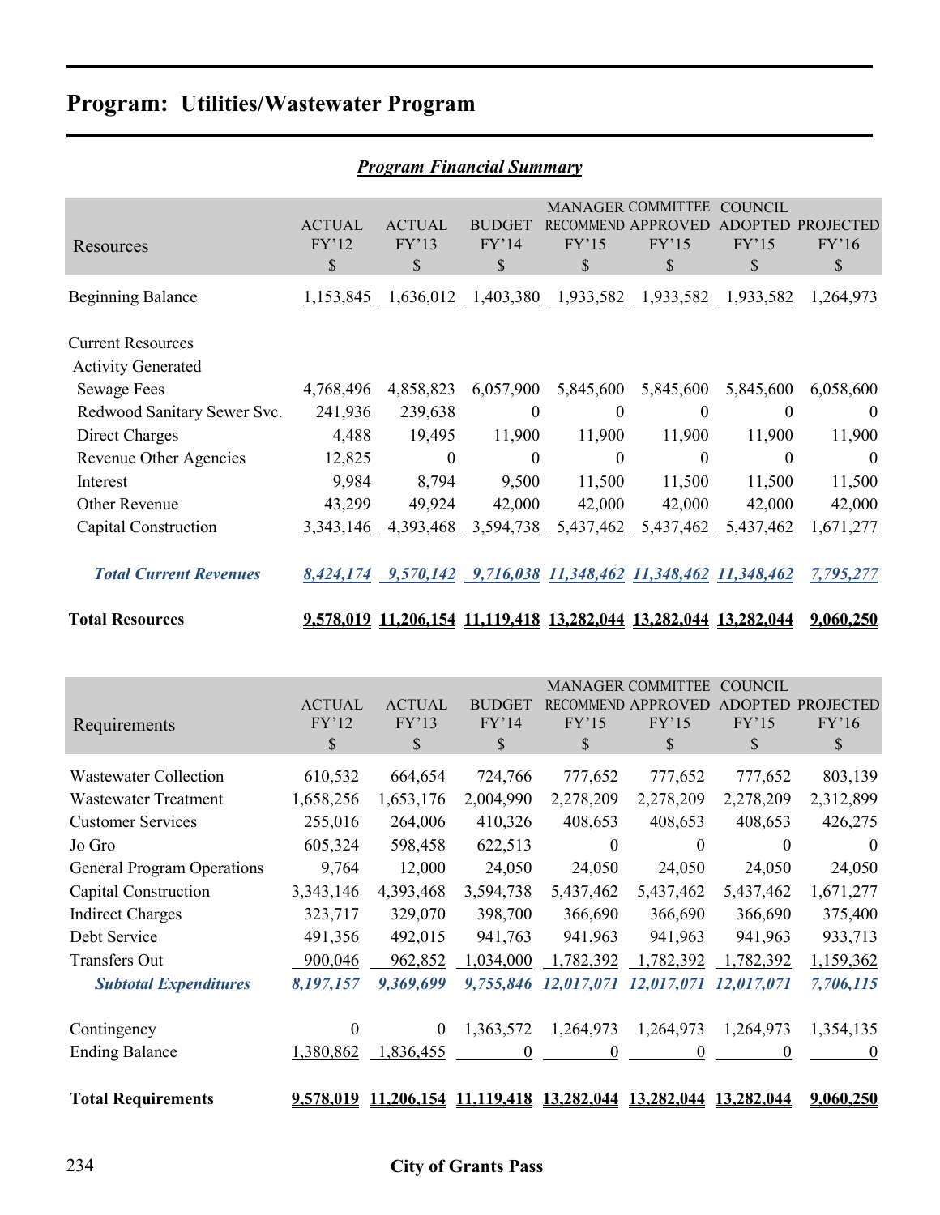# Program: Utilities/Wastewater Program

## *Program Financial Summary*

| Resources | ACTUAL FY'12 $ | ACTUAL FY'13 $ | BUDGET FY'14 $ | MANAGER RECOMMEND FY'15 $ | COMMITTEE APPROVED FY'15 $ | COUNCIL ADOPTED FY'15 $ | PROJECTED FY'16 $ |
|---|---|---|---|---|---|---|---|
| Beginning Balance | 1,153,845 | 1,636,012 | 1,403,380 | 1,933,582 | 1,933,582 | 1,933,582 | 1,264,973 |
| Current Resources | | | | | | | |
| Activity Generated | | | | | | | |
| Sewage Fees | 4,768,496 | 4,858,823 | 6,057,900 | 5,845,600 | 5,845,600 | 5,845,600 | 6,058,600 |
| Redwood Sanitary Sewer Svc. | 241,936 | 239,638 | 0 | 0 | 0 | 0 | 0 |
| Direct Charges | 4,488 | 19,495 | 11,900 | 11,900 | 11,900 | 11,900 | 11,900 |
| Revenue Other Agencies | 12,825 | 0 | 0 | 0 | 0 | 0 | 0 |
| Interest | 9,984 | 8,794 | 9,500 | 11,500 | 11,500 | 11,500 | 11,500 |
| Other Revenue | 43,299 | 49,924 | 42,000 | 42,000 | 42,000 | 42,000 | 42,000 |
| Capital Construction | 3,343,146 | 4,393,468 | 3,594,738 | 5,437,462 | 5,437,462 | 5,437,462 | 1,671,277 |
| ***Total Current Revenues*** | ***8,424,174*** | ***9,570,142*** | ***9,716,038*** | ***11,348,462*** | ***11,348,462*** | ***11,348,462*** | ***7,795,277*** |
| **Total Resources** | **9,578,019** | **11,206,154** | **11,119,418** | **13,282,044** | **13,282,044** | **13,282,044** | **9,060,250** |

| Requirements | ACTUAL FY'12 $ | ACTUAL FY'13 $ | BUDGET FY'14 $ | MANAGER RECOMMEND FY'15 $ | COMMITTEE APPROVED FY'15 $ | COUNCIL ADOPTED FY'15 $ | PROJECTED FY'16 $ |
|---|---|---|---|---|---|---|---|
| Wastewater Collection | 610,532 | 664,654 | 724,766 | 777,652 | 777,652 | 777,652 | 803,139 |
| Wastewater Treatment | 1,658,256 | 1,653,176 | 2,004,990 | 2,278,209 | 2,278,209 | 2,278,209 | 2,312,899 |
| Customer Services | 255,016 | 264,006 | 410,326 | 408,653 | 408,653 | 408,653 | 426,275 |
| Jo Gro | 605,324 | 598,458 | 622,513 | 0 | 0 | 0 | 0 |
| General Program Operations | 9,764 | 12,000 | 24,050 | 24,050 | 24,050 | 24,050 | 24,050 |
| Capital Construction | 3,343,146 | 4,393,468 | 3,594,738 | 5,437,462 | 5,437,462 | 5,437,462 | 1,671,277 |
| Indirect Charges | 323,717 | 329,070 | 398,700 | 366,690 | 366,690 | 366,690 | 375,400 |
| Debt Service | 491,356 | 492,015 | 941,763 | 941,963 | 941,963 | 941,963 | 933,713 |
| Transfers Out | 900,046 | 962,852 | 1,034,000 | 1,782,392 | 1,782,392 | 1,782,392 | 1,159,362 |
| ***Subtotal Expenditures*** | ***8,197,157*** | ***9,369,699*** | ***9,755,846*** | ***12,017,071*** | ***12,017,071*** | ***12,017,071*** | ***7,706,115*** |
| Contingency | 0 | 0 | 1,363,572 | 1,264,973 | 1,264,973 | 1,264,973 | 1,354,135 |
| Ending Balance | 1,380,862 | 1,836,455 | 0 | 0 | 0 | 0 | 0 |
| **Total Requirements** | **9,578,019** | **11,206,154** | **11,119,418** | **13,282,044** | **13,282,044** | **13,282,044** | **9,060,250** |

City of Grants Pass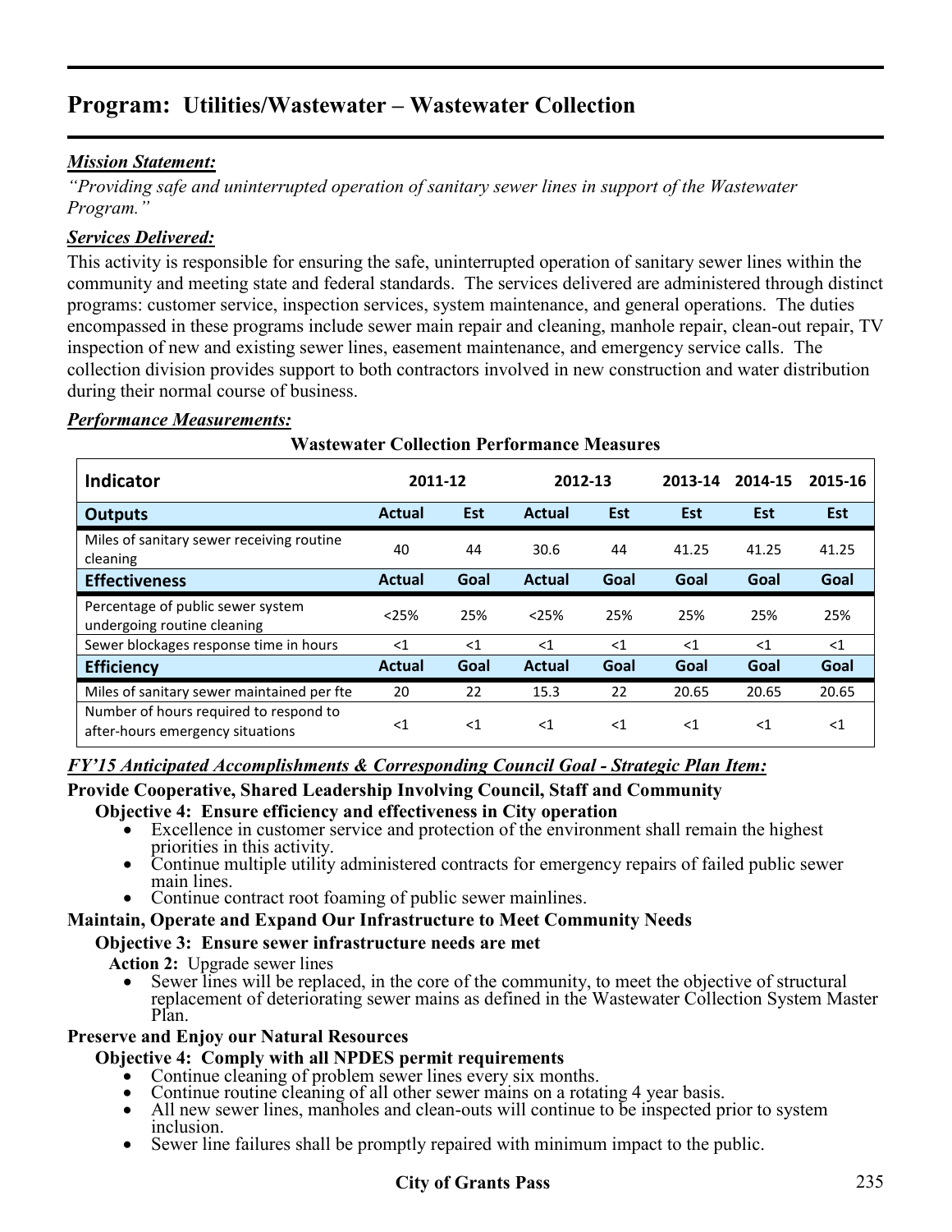# Program: Utilities/Wastewater – Wastewater Collection

***Mission Statement:***

*"Providing safe and uninterrupted operation of sanitary sewer lines in support of the Wastewater Program."*

***Services Delivered:***

This activity is responsible for ensuring the safe, uninterrupted operation of sanitary sewer lines within the community and meeting state and federal standards. The services delivered are administered through distinct programs: customer service, inspection services, system maintenance, and general operations. The duties encompassed in these programs include sewer main repair and cleaning, manhole repair, clean-out repair, TV inspection of new and existing sewer lines, easement maintenance, and emergency service calls. The collection division provides support to both contractors involved in new construction and water distribution during their normal course of business.

***Performance Measurements:***

**Wastewater Collection Performance Measures**

| Indicator | 2011-12 | | 2012-13 | | 2013-14 | 2014-15 | 2015-16 |
|---|---|---|---|---|---|---|---|
| **Outputs** | **Actual** | **Est** | **Actual** | **Est** | **Est** | **Est** | **Est** |
| Miles of sanitary sewer receiving routine cleaning | 40 | 44 | 30.6 | 44 | 41.25 | 41.25 | 41.25 |
| **Effectiveness** | **Actual** | **Goal** | **Actual** | **Goal** | **Goal** | **Goal** | **Goal** |
| Percentage of public sewer system undergoing routine cleaning | <25% | 25% | <25% | 25% | 25% | 25% | 25% |
| Sewer blockages response time in hours | <1 | <1 | <1 | <1 | <1 | <1 | <1 |
| **Efficiency** | **Actual** | **Goal** | **Actual** | **Goal** | **Goal** | **Goal** | **Goal** |
| Miles of sanitary sewer maintained per fte | 20 | 22 | 15.3 | 22 | 20.65 | 20.65 | 20.65 |
| Number of hours required to respond to after-hours emergency situations | <1 | <1 | <1 | <1 | <1 | <1 | <1 |

***FY'15 Anticipated Accomplishments & Corresponding Council Goal - Strategic Plan Item:***

**Provide Cooperative, Shared Leadership Involving Council, Staff and Community**

**Objective 4: Ensure efficiency and effectiveness in City operation**

- Excellence in customer service and protection of the environment shall remain the highest priorities in this activity.
- Continue multiple utility administered contracts for emergency repairs of failed public sewer main lines.
- Continue contract root foaming of public sewer mainlines.

**Maintain, Operate and Expand Our Infrastructure to Meet Community Needs**

**Objective 3: Ensure sewer infrastructure needs are met**

**Action 2:** Upgrade sewer lines

- Sewer lines will be replaced, in the core of the community, to meet the objective of structural replacement of deteriorating sewer mains as defined in the Wastewater Collection System Master Plan.

**Preserve and Enjoy our Natural Resources**

**Objective 4: Comply with all NPDES permit requirements**

- Continue cleaning of problem sewer lines every six months.
- Continue routine cleaning of all other sewer mains on a rotating 4 year basis.
- All new sewer lines, manholes and clean-outs will continue to be inspected prior to system inclusion.
- Sewer line failures shall be promptly repaired with minimum impact to the public.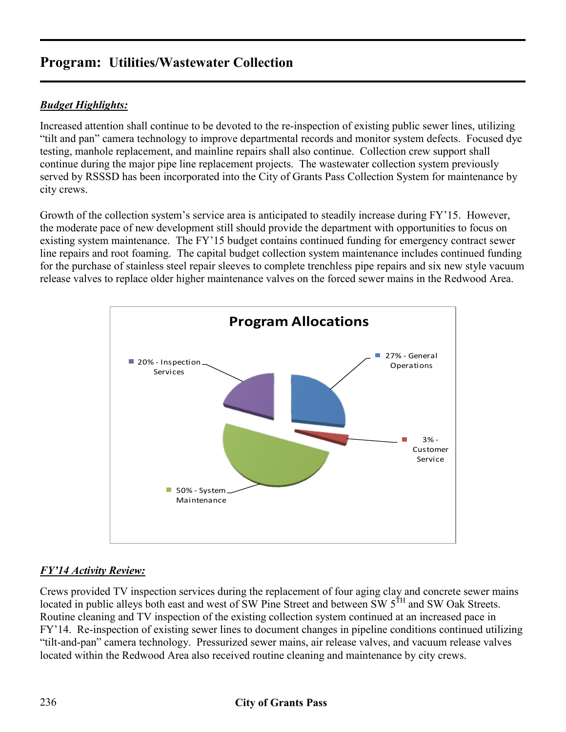## Program: Utilities/Wastewater Collection

***Budget Highlights:***

Increased attention shall continue to be devoted to the re-inspection of existing public sewer lines, utilizing "tilt and pan" camera technology to improve departmental records and monitor system defects. Focused dye testing, manhole replacement, and mainline repairs shall also continue. Collection crew support shall continue during the major pipe line replacement projects. The wastewater collection system previously served by RSSSD has been incorporated into the City of Grants Pass Collection System for maintenance by city crews.

Growth of the collection system's service area is anticipated to steadily increase during FY'15. However, the moderate pace of new development still should provide the department with opportunities to focus on existing system maintenance. The FY'15 budget contains continued funding for emergency contract sewer line repairs and root foaming. The capital budget collection system maintenance includes continued funding for the purchase of stainless steel repair sleeves to complete trenchless pipe repairs and six new style vacuum release valves to replace older higher maintenance valves on the forced sewer mains in the Redwood Area.

**Program Allocations**

- 27% - General Operations
- 3% - Customer Service
- 50% - System Maintenance
- 20% - Inspection Services

***FY'14 Activity Review:***

Crews provided TV inspection services during the replacement of four aging clay and concrete sewer mains located in public alleys both east and west of SW Pine Street and between SW 5TH and SW Oak Streets. Routine cleaning and TV inspection of the existing collection system continued at an increased pace in FY'14. Re-inspection of existing sewer lines to document changes in pipeline conditions continued utilizing "tilt-and-pan" camera technology. Pressurized sewer mains, air release valves, and vacuum release valves located within the Redwood Area also received routine cleaning and maintenance by city crews.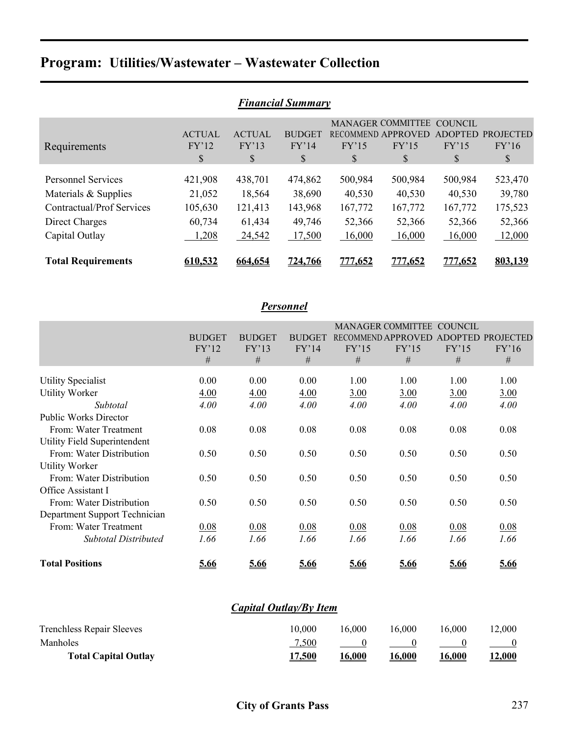# Program: Utilities/Wastewater – Wastewater Collection

## *Financial Summary*

| Requirements | ACTUAL FY'12 $ | ACTUAL FY'13 $ | BUDGET FY'14 $ | MANAGER RECOMMEND FY'15 $ | COMMITTEE APPROVED FY'15 $ | COUNCIL ADOPTED FY'15 $ | PROJECTED FY'16 $ |
|---|---|---|---|---|---|---|---|
| Personnel Services | 421,908 | 438,701 | 474,862 | 500,984 | 500,984 | 500,984 | 523,470 |
| Materials & Supplies | 21,052 | 18,564 | 38,690 | 40,530 | 40,530 | 40,530 | 39,780 |
| Contractual/Prof Services | 105,630 | 121,413 | 143,968 | 167,772 | 167,772 | 167,772 | 175,523 |
| Direct Charges | 60,734 | 61,434 | 49,746 | 52,366 | 52,366 | 52,366 | 52,366 |
| Capital Outlay | 1,208 | 24,542 | 17,500 | 16,000 | 16,000 | 16,000 | 12,000 |
| **Total Requirements** | **610,532** | **664,654** | **724,766** | **777,652** | **777,652** | **777,652** | **803,139** |

## *Personnel*

| | BUDGET FY'12 # | BUDGET FY'13 # | BUDGET FY'14 # | MANAGER RECOMMEND FY'15 # | COMMITTEE APPROVED FY'15 # | COUNCIL ADOPTED FY'15 # | PROJECTED FY'16 # |
|---|---|---|---|---|---|---|---|
| Utility Specialist | 0.00 | 0.00 | 0.00 | 1.00 | 1.00 | 1.00 | 1.00 |
| Utility Worker | 4.00 | 4.00 | 4.00 | 3.00 | 3.00 | 3.00 | 3.00 |
| *Subtotal* | *4.00* | *4.00* | *4.00* | *4.00* | *4.00* | *4.00* | *4.00* |
| Public Works Director | | | | | | | |
| From: Water Treatment | 0.08 | 0.08 | 0.08 | 0.08 | 0.08 | 0.08 | 0.08 |
| Utility Field Superintendent | | | | | | | |
| From: Water Distribution | 0.50 | 0.50 | 0.50 | 0.50 | 0.50 | 0.50 | 0.50 |
| Utility Worker | | | | | | | |
| From: Water Distribution | 0.50 | 0.50 | 0.50 | 0.50 | 0.50 | 0.50 | 0.50 |
| Office Assistant I | | | | | | | |
| From: Water Distribution | 0.50 | 0.50 | 0.50 | 0.50 | 0.50 | 0.50 | 0.50 |
| Department Support Technician | | | | | | | |
| From: Water Treatment | 0.08 | 0.08 | 0.08 | 0.08 | 0.08 | 0.08 | 0.08 |
| *Subtotal Distributed* | *1.66* | *1.66* | *1.66* | *1.66* | *1.66* | *1.66* | *1.66* |
| **Total Positions** | **5.66** | **5.66** | **5.66** | **5.66** | **5.66** | **5.66** | **5.66** |

## *Capital Outlay/By Item*

| | BUDGET FY'14 | MANAGER RECOMMEND FY'15 | COMMITTEE APPROVED FY'15 | COUNCIL ADOPTED FY'15 | PROJECTED FY'16 |
|---|---|---|---|---|---|
| Trenchless Repair Sleeves | 10,000 | 16,000 | 16,000 | 16,000 | 12,000 |
| Manholes | 7,500 | 0 | 0 | 0 | 0 |
| **Total Capital Outlay** | **17,500** | **16,000** | **16,000** | **16,000** | **12,000** |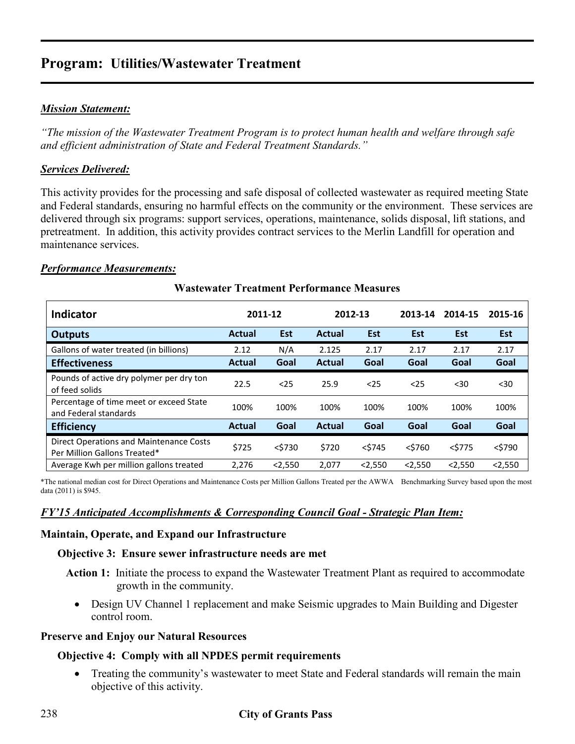# Program: Utilities/Wastewater Treatment

***Mission Statement:***

*"The mission of the Wastewater Treatment Program is to protect human health and welfare through safe and efficient administration of State and Federal Treatment Standards."*

***Services Delivered:***

This activity provides for the processing and safe disposal of collected wastewater as required meeting State and Federal standards, ensuring no harmful effects on the community or the environment. These services are delivered through six programs: support services, operations, maintenance, solids disposal, lift stations, and pretreatment. In addition, this activity provides contract services to the Merlin Landfill for operation and maintenance services.

***Performance Measurements:***

**Wastewater Treatment Performance Measures**

| Indicator | 2011-12 | | 2012-13 | | 2013-14 | 2014-15 | 2015-16 |
|---|---|---|---|---|---|---|---|
| **Outputs** | **Actual** | **Est** | **Actual** | **Est** | **Est** | **Est** | **Est** |
| Gallons of water treated (in billions) | 2.12 | N/A | 2.125 | 2.17 | 2.17 | 2.17 | 2.17 |
| **Effectiveness** | **Actual** | **Goal** | **Actual** | **Goal** | **Goal** | **Goal** | **Goal** |
| Pounds of active dry polymer per dry ton of feed solids | 22.5 | <25 | 25.9 | <25 | <25 | <30 | <30 |
| Percentage of time meet or exceed State and Federal standards | 100% | 100% | 100% | 100% | 100% | 100% | 100% |
| **Efficiency** | **Actual** | **Goal** | **Actual** | **Goal** | **Goal** | **Goal** | **Goal** |
| Direct Operations and Maintenance Costs Per Million Gallons Treated* | $725 | <$730 | $720 | <$745 | <$760 | <$775 | <$790 |
| Average Kwh per million gallons treated | 2,276 | <2,550 | 2,077 | <2,550 | <2,550 | <2,550 | <2,550 |

*The national median cost for Direct Operations and Maintenance Costs per Million Gallons Treated per the AWWA Benchmarking Survey based upon the most data (2011) is $945.

***FY'15 Anticipated Accomplishments & Corresponding Council Goal - Strategic Plan Item:***

**Maintain, Operate, and Expand our Infrastructure**

**Objective 3: Ensure sewer infrastructure needs are met**

**Action 1:** Initiate the process to expand the Wastewater Treatment Plant as required to accommodate growth in the community.

- Design UV Channel 1 replacement and make Seismic upgrades to Main Building and Digester control room.

**Preserve and Enjoy our Natural Resources**

**Objective 4: Comply with all NPDES permit requirements**

- Treating the community's wastewater to meet State and Federal standards will remain the main objective of this activity.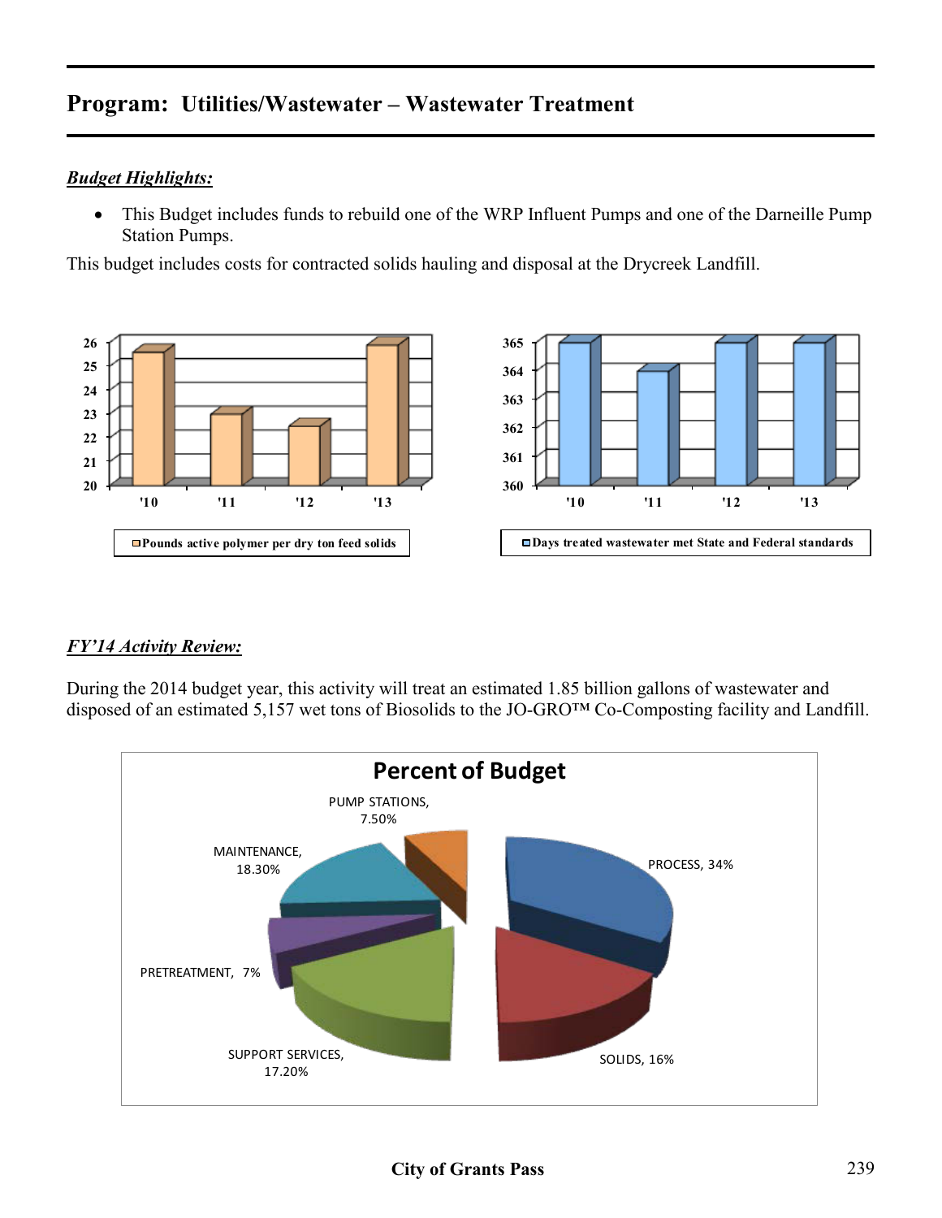## Program: Utilities/Wastewater – Wastewater Treatment

***Budget Highlights:***

- This Budget includes funds to rebuild one of the WRP Influent Pumps and one of the Darneille Pump Station Pumps.

This budget includes costs for contracted solids hauling and disposal at the Drycreek Landfill.

***FY'14 Activity Review:***

During the 2014 budget year, this activity will treat an estimated 1.85 billion gallons of wastewater and disposed of an estimated 5,157 wet tons of Biosolids to the JO-GRO™ Co-Composting facility and Landfill.

**City of Grants Pass**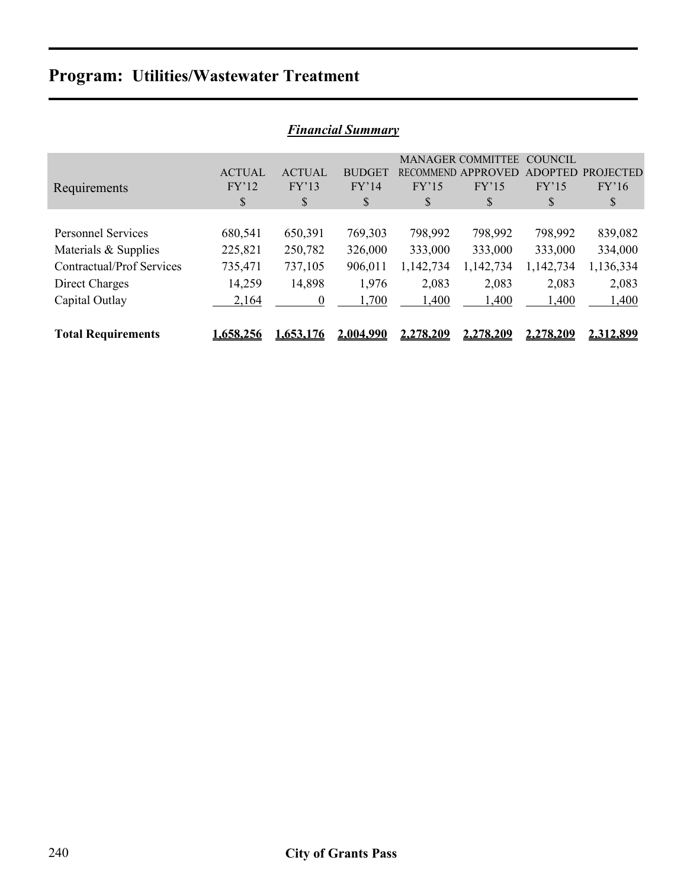# Program: Utilities/Wastewater Treatment

## *Financial Summary*

| Requirements | ACTUAL FY'12 $ | ACTUAL FY'13 $ | BUDGET FY'14 $ | MANAGER RECOMMEND FY'15 $ | COMMITTEE APPROVED FY'15 $ | COUNCIL ADOPTED FY'15 $ | PROJECTED FY'16 $ |
|---|---|---|---|---|---|---|---|
| Personnel Services | 680,541 | 650,391 | 769,303 | 798,992 | 798,992 | 798,992 | 839,082 |
| Materials & Supplies | 225,821 | 250,782 | 326,000 | 333,000 | 333,000 | 333,000 | 334,000 |
| Contractual/Prof Services | 735,471 | 737,105 | 906,011 | 1,142,734 | 1,142,734 | 1,142,734 | 1,136,334 |
| Direct Charges | 14,259 | 14,898 | 1,976 | 2,083 | 2,083 | 2,083 | 2,083 |
| Capital Outlay | 2,164 | 0 | 1,700 | 1,400 | 1,400 | 1,400 | 1,400 |
| **Total Requirements** | **1,658,256** | **1,653,176** | **2,004,990** | **2,278,209** | **2,278,209** | **2,278,209** | **2,312,899** |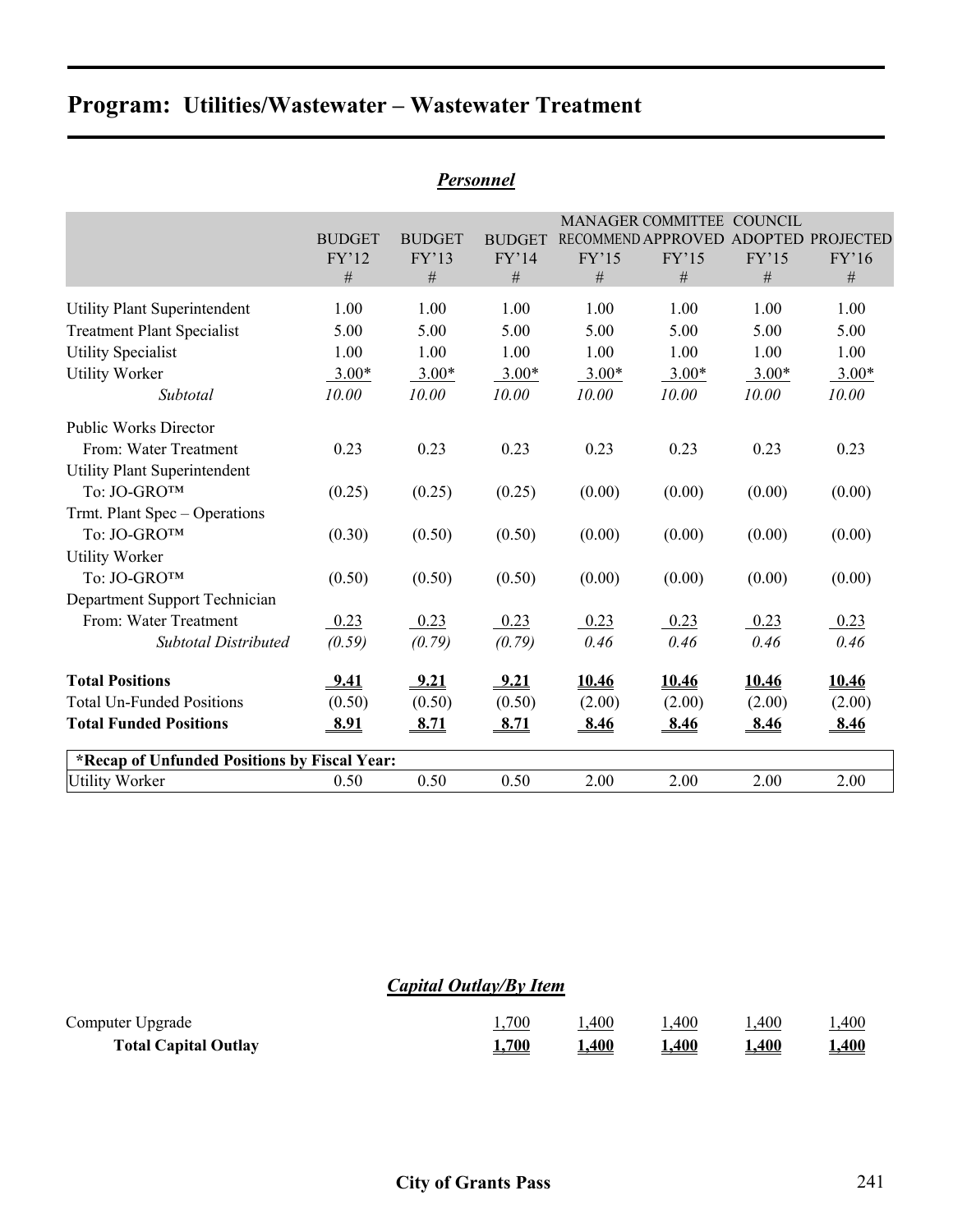# Program: Utilities/Wastewater – Wastewater Treatment

## *Personnel*

| | BUDGET FY'12 # | BUDGET FY'13 # | BUDGET FY'14 # | MANAGER RECOMMEND FY'15 # | COMMITTEE APPROVED FY'15 # | COUNCIL ADOPTED FY'15 # | PROJECTED FY'16 # |
|---|---|---|---|---|---|---|---|
| Utility Plant Superintendent | 1.00 | 1.00 | 1.00 | 1.00 | 1.00 | 1.00 | 1.00 |
| Treatment Plant Specialist | 5.00 | 5.00 | 5.00 | 5.00 | 5.00 | 5.00 | 5.00 |
| Utility Specialist | 1.00 | 1.00 | 1.00 | 1.00 | 1.00 | 1.00 | 1.00 |
| Utility Worker | 3.00* | 3.00* | 3.00* | 3.00* | 3.00* | 3.00* | 3.00* |
| *Subtotal* | *10.00* | *10.00* | *10.00* | *10.00* | *10.00* | *10.00* | *10.00* |
| Public Works Director | | | | | | | |
| From: Water Treatment | 0.23 | 0.23 | 0.23 | 0.23 | 0.23 | 0.23 | 0.23 |
| Utility Plant Superintendent | | | | | | | |
| To: JO-GRO™ | (0.25) | (0.25) | (0.25) | (0.00) | (0.00) | (0.00) | (0.00) |
| Trmt. Plant Spec – Operations | | | | | | | |
| To: JO-GRO™ | (0.30) | (0.50) | (0.50) | (0.00) | (0.00) | (0.00) | (0.00) |
| Utility Worker | | | | | | | |
| To: JO-GRO™ | (0.50) | (0.50) | (0.50) | (0.00) | (0.00) | (0.00) | (0.00) |
| Department Support Technician | | | | | | | |
| From: Water Treatment | 0.23 | 0.23 | 0.23 | 0.23 | 0.23 | 0.23 | 0.23 |
| *Subtotal Distributed* | *(0.59)* | *(0.79)* | *(0.79)* | *0.46* | *0.46* | *0.46* | *0.46* |
| **Total Positions** | **9.41** | **9.21** | **9.21** | **10.46** | **10.46** | **10.46** | **10.46** |
| Total Un-Funded Positions | (0.50) | (0.50) | (0.50) | (2.00) | (2.00) | (2.00) | (2.00) |
| **Total Funded Positions** | **8.91** | **8.71** | **8.71** | **8.46** | **8.46** | **8.46** | **8.46** |
| ***Recap of Unfunded Positions by Fiscal Year:** | | | | | | | |
| Utility Worker | 0.50 | 0.50 | 0.50 | 2.00 | 2.00 | 2.00 | 2.00 |

## *Capital Outlay/By Item*

| | | | | | |
|---|---|---|---|---|---|
| Computer Upgrade | 1,700 | 1,400 | 1,400 | 1,400 | 1,400 |
| **Total Capital Outlay** | **1,700** | **1,400** | **1,400** | **1,400** | **1,400** |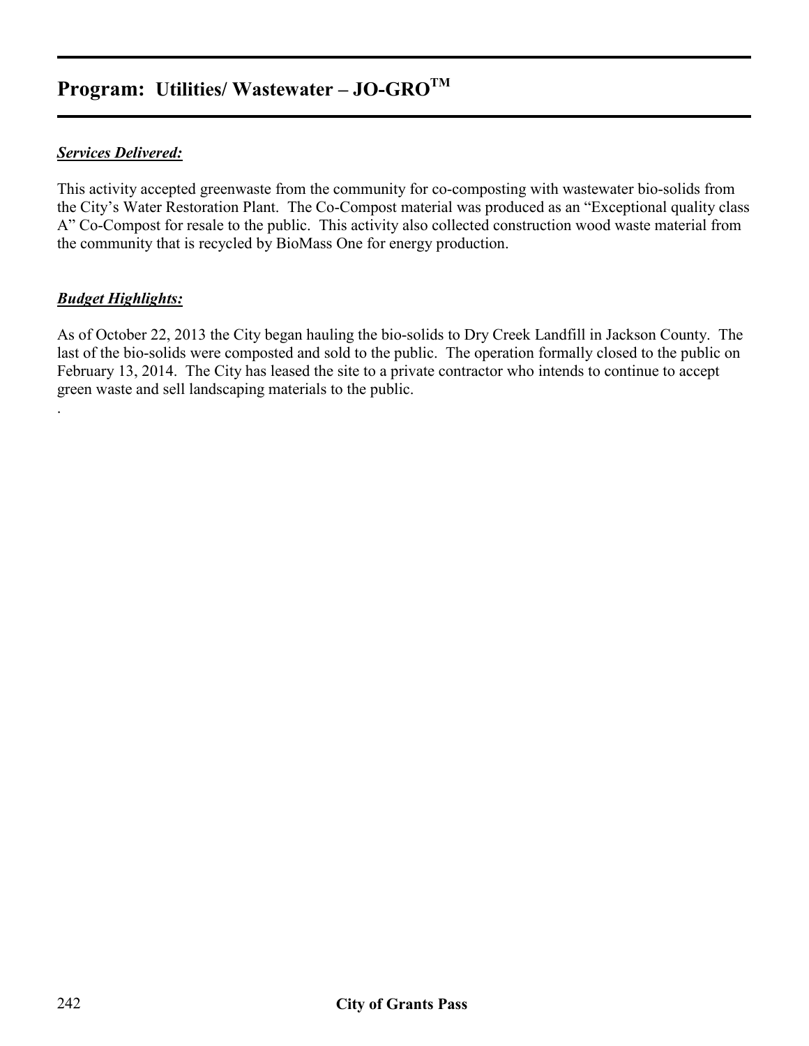## Program: Utilities/ Wastewater – JO-GRO™

***Services Delivered:***

This activity accepted greenwaste from the community for co-composting with wastewater bio-solids from the City's Water Restoration Plant. The Co-Compost material was produced as an "Exceptional quality class A" Co-Compost for resale to the public. This activity also collected construction wood waste material from the community that is recycled by BioMass One for energy production.

***Budget Highlights:***

As of October 22, 2013 the City began hauling the bio-solids to Dry Creek Landfill in Jackson County. The last of the bio-solids were composted and sold to the public. The operation formally closed to the public on February 13, 2014. The City has leased the site to a private contractor who intends to continue to accept green waste and sell landscaping materials to the public.

.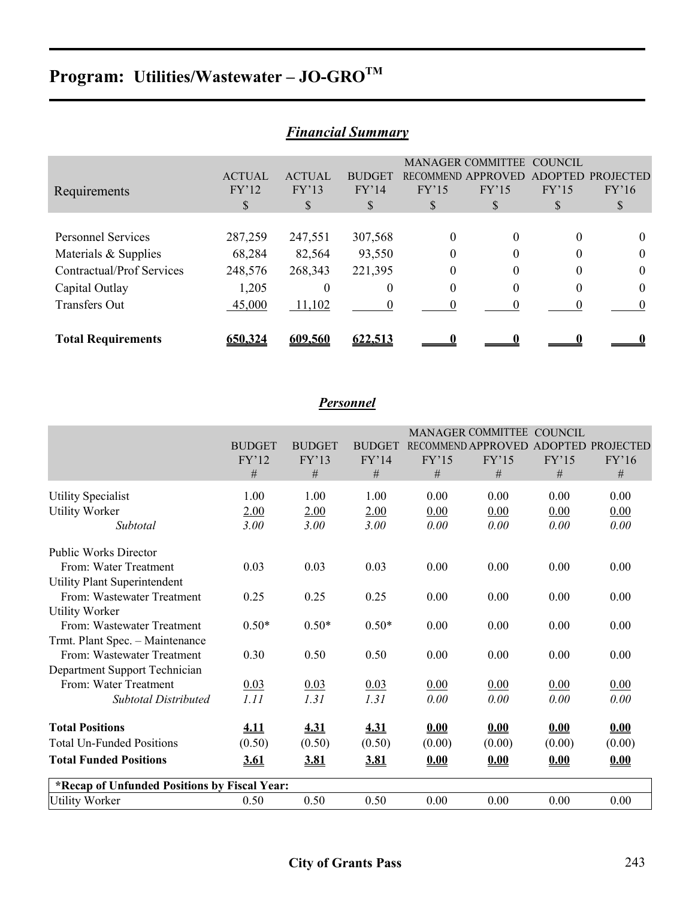# Program: Utilities/Wastewater – JO-GRO$^{TM}$

## *Financial Summary*

| Requirements | ACTUAL FY'12 $ | ACTUAL FY'13 $ | BUDGET FY'14 $ | MANAGER RECOMMEND FY'15 $ | COMMITTEE APPROVED FY'15 $ | COUNCIL ADOPTED FY'15 $ | PROJECTED FY'16 $ |
|---|---|---|---|---|---|---|---|
| Personnel Services | 287,259 | 247,551 | 307,568 | 0 | 0 | 0 | 0 |
| Materials & Supplies | 68,284 | 82,564 | 93,550 | 0 | 0 | 0 | 0 |
| Contractual/Prof Services | 248,576 | 268,343 | 221,395 | 0 | 0 | 0 | 0 |
| Capital Outlay | 1,205 | 0 | 0 | 0 | 0 | 0 | 0 |
| Transfers Out | 45,000 | 11,102 | 0 | 0 | 0 | 0 | 0 |
| **Total Requirements** | **650,324** | **609,560** | **622,513** | **0** | **0** | **0** | **0** |

## *Personnel*

| | BUDGET FY'12 # | BUDGET FY'13 # | BUDGET FY'14 # | MANAGER RECOMMEND FY'15 # | COMMITTEE APPROVED FY'15 # | COUNCIL ADOPTED FY'15 # | PROJECTED FY'16 # |
|---|---|---|---|---|---|---|---|
| Utility Specialist | 1.00 | 1.00 | 1.00 | 0.00 | 0.00 | 0.00 | 0.00 |
| Utility Worker | 2.00 | 2.00 | 2.00 | 0.00 | 0.00 | 0.00 | 0.00 |
| *Subtotal* | *3.00* | *3.00* | *3.00* | *0.00* | *0.00* | *0.00* | *0.00* |
| Public Works Director | | | | | | | |
| From: Water Treatment | 0.03 | 0.03 | 0.03 | 0.00 | 0.00 | 0.00 | 0.00 |
| Utility Plant Superintendent | | | | | | | |
| From: Wastewater Treatment | 0.25 | 0.25 | 0.25 | 0.00 | 0.00 | 0.00 | 0.00 |
| Utility Worker | | | | | | | |
| From: Wastewater Treatment | 0.50* | 0.50* | 0.50* | 0.00 | 0.00 | 0.00 | 0.00 |
| Trmt. Plant Spec. – Maintenance | | | | | | | |
| From: Wastewater Treatment | 0.30 | 0.50 | 0.50 | 0.00 | 0.00 | 0.00 | 0.00 |
| Department Support Technician | | | | | | | |
| From: Water Treatment | 0.03 | 0.03 | 0.03 | 0.00 | 0.00 | 0.00 | 0.00 |
| *Subtotal Distributed* | *1.11* | *1.31* | *1.31* | *0.00* | *0.00* | *0.00* | *0.00* |
| **Total Positions** | **4.11** | **4.31** | **4.31** | **0.00** | **0.00** | **0.00** | **0.00** |
| Total Un-Funded Positions | (0.50) | (0.50) | (0.50) | (0.00) | (0.00) | (0.00) | (0.00) |
| **Total Funded Positions** | **3.61** | **3.81** | **3.81** | **0.00** | **0.00** | **0.00** | **0.00** |
| **\*Recap of Unfunded Positions by Fiscal Year:** | | | | | | | |
| Utility Worker | 0.50 | 0.50 | 0.50 | 0.00 | 0.00 | 0.00 | 0.00 |

**City of Grants Pass**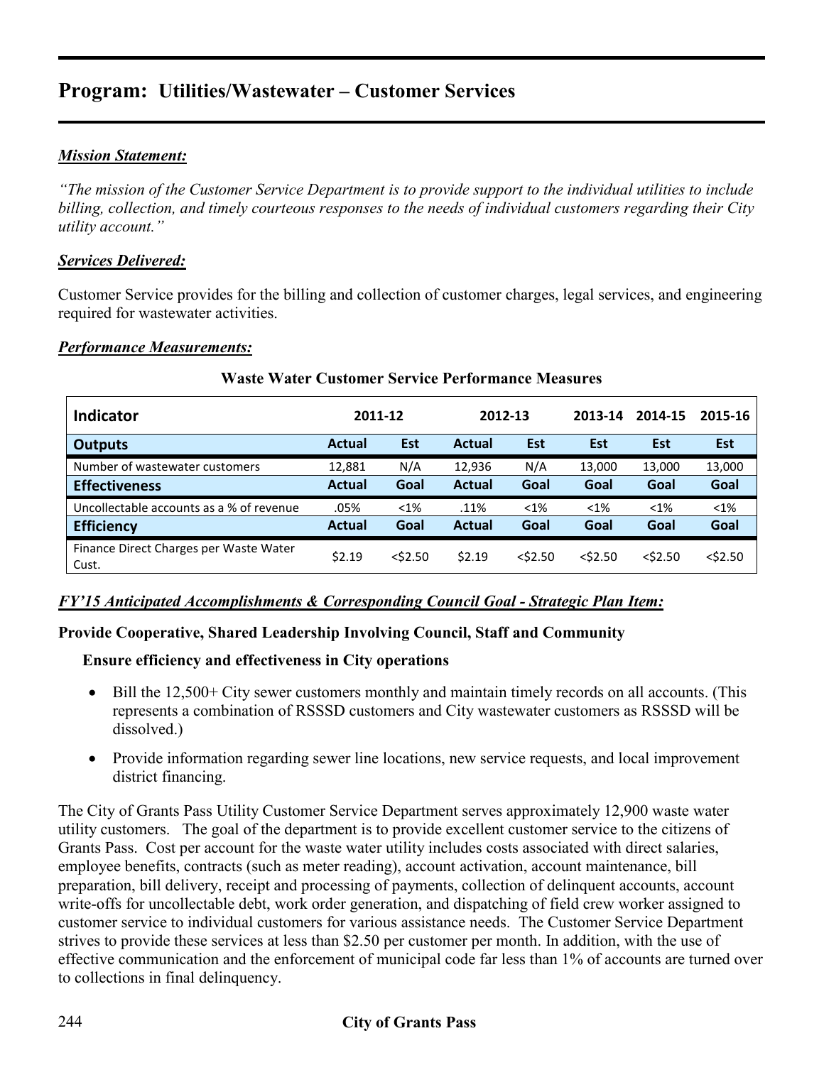# Program: Utilities/Wastewater – Customer Services

***Mission Statement:***

*"The mission of the Customer Service Department is to provide support to the individual utilities to include billing, collection, and timely courteous responses to the needs of individual customers regarding their City utility account."*

***Services Delivered:***

Customer Service provides for the billing and collection of customer charges, legal services, and engineering required for wastewater activities.

***Performance Measurements:***

**Waste Water Customer Service Performance Measures**

| Indicator | 2011-12 | | 2012-13 | | 2013-14 | 2014-15 | 2015-16 |
|---|---|---|---|---|---|---|---|
| **Outputs** | **Actual** | **Est** | **Actual** | **Est** | **Est** | **Est** | **Est** |
| Number of wastewater customers | 12,881 | N/A | 12,936 | N/A | 13,000 | 13,000 | 13,000 |
| **Effectiveness** | **Actual** | **Goal** | **Actual** | **Goal** | **Goal** | **Goal** | **Goal** |
| Uncollectable accounts as a % of revenue | .05% | <1% | .11% | <1% | <1% | <1% | <1% |
| **Efficiency** | **Actual** | **Goal** | **Actual** | **Goal** | **Goal** | **Goal** | **Goal** |
| Finance Direct Charges per Waste Water Cust. | $2.19 | <$2.50 | $2.19 | <$2.50 | <$2.50 | <$2.50 | <$2.50 |

***FY'15 Anticipated Accomplishments & Corresponding Council Goal - Strategic Plan Item:***

**Provide Cooperative, Shared Leadership Involving Council, Staff and Community**

**Ensure efficiency and effectiveness in City operations**

- Bill the 12,500+ City sewer customers monthly and maintain timely records on all accounts. (This represents a combination of RSSSD customers and City wastewater customers as RSSSD will be dissolved.)
- Provide information regarding sewer line locations, new service requests, and local improvement district financing.

The City of Grants Pass Utility Customer Service Department serves approximately 12,900 waste water utility customers. The goal of the department is to provide excellent customer service to the citizens of Grants Pass. Cost per account for the waste water utility includes costs associated with direct salaries, employee benefits, contracts (such as meter reading), account activation, account maintenance, bill preparation, bill delivery, receipt and processing of payments, collection of delinquent accounts, account write-offs for uncollectable debt, work order generation, and dispatching of field crew worker assigned to customer service to individual customers for various assistance needs. The Customer Service Department strives to provide these services at less than $2.50 per customer per month. In addition, with the use of effective communication and the enforcement of municipal code far less than 1% of accounts are turned over to collections in final delinquency.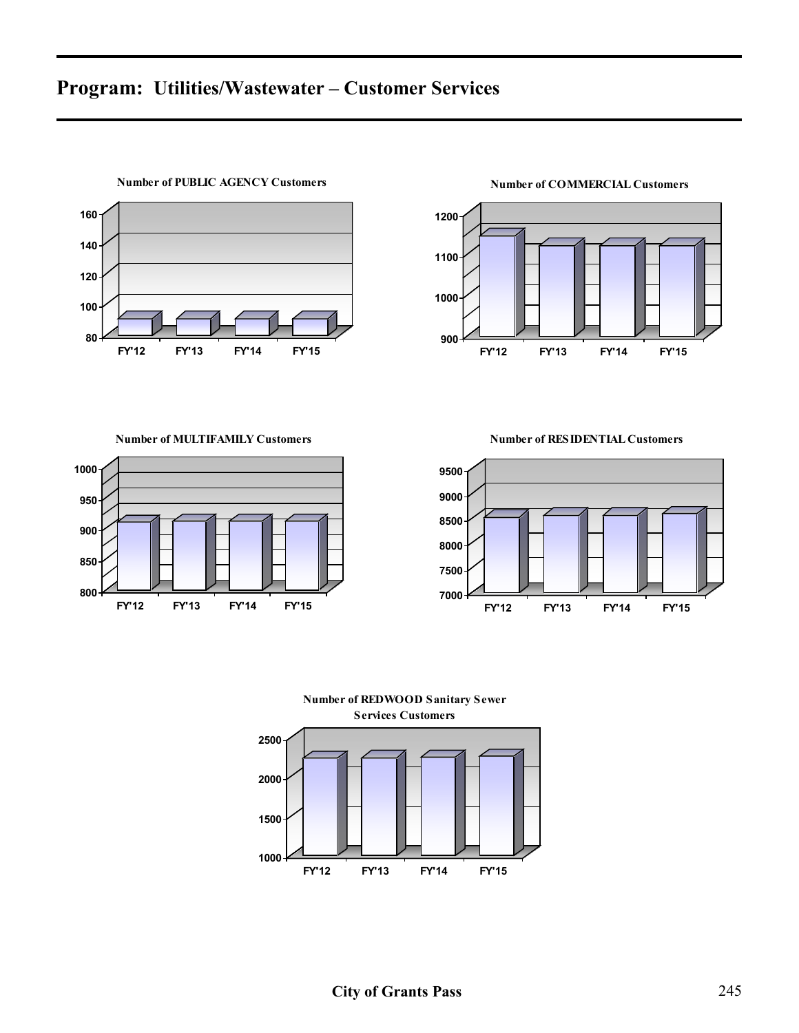# Program: Utilities/Wastewater – Customer Services

**Number of PUBLIC AGENCY Customers**

**Number of COMMERCIAL Customers**

**Number of MULTIFAMILY Customers**

**Number of RESIDENTIAL Customers**

**Number of REDWOOD Sanitary Sewer Services Customers**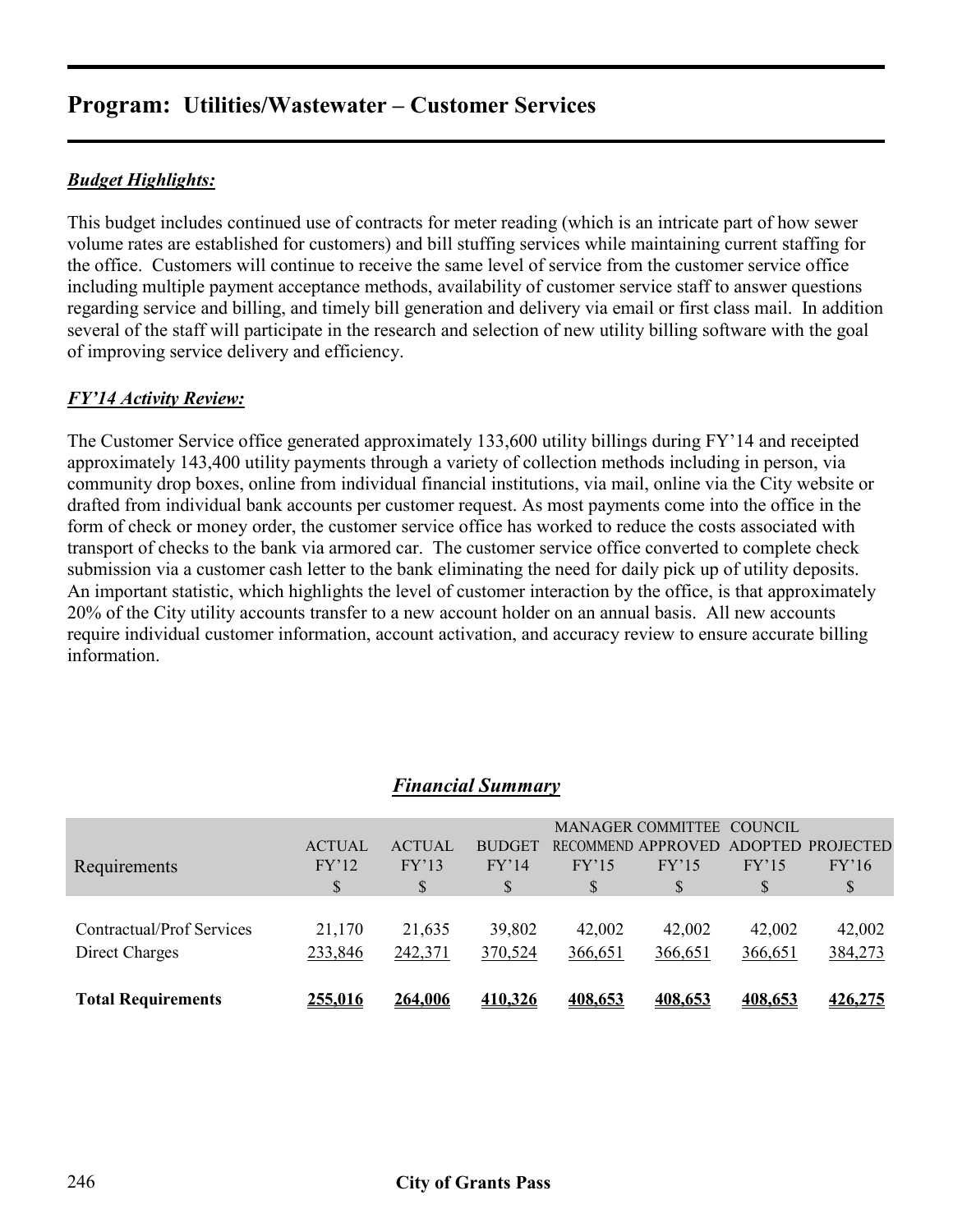# Program: Utilities/Wastewater – Customer Services

***Budget Highlights:***

This budget includes continued use of contracts for meter reading (which is an intricate part of how sewer volume rates are established for customers) and bill stuffing services while maintaining current staffing for the office. Customers will continue to receive the same level of service from the customer service office including multiple payment acceptance methods, availability of customer service staff to answer questions regarding service and billing, and timely bill generation and delivery via email or first class mail. In addition several of the staff will participate in the research and selection of new utility billing software with the goal of improving service delivery and efficiency.

***FY'14 Activity Review:***

The Customer Service office generated approximately 133,600 utility billings during FY'14 and receipted approximately 143,400 utility payments through a variety of collection methods including in person, via community drop boxes, online from individual financial institutions, via mail, online via the City website or drafted from individual bank accounts per customer request. As most payments come into the office in the form of check or money order, the customer service office has worked to reduce the costs associated with transport of checks to the bank via armored car. The customer service office converted to complete check submission via a customer cash letter to the bank eliminating the need for daily pick up of utility deposits. An important statistic, which highlights the level of customer interaction by the office, is that approximately 20% of the City utility accounts transfer to a new account holder on an annual basis. All new accounts require individual customer information, account activation, and accuracy review to ensure accurate billing information.

## *Financial Summary*

| Requirements | ACTUAL FY'12 $ | ACTUAL FY'13 $ | BUDGET FY'14 $ | MANAGER RECOMMEND FY'15 $ | COMMITTEE APPROVED FY'15 $ | COUNCIL ADOPTED FY'15 $ | PROJECTED FY'16 $ |
|---|---|---|---|---|---|---|---|
| Contractual/Prof Services | 21,170 | 21,635 | 39,802 | 42,002 | 42,002 | 42,002 | 42,002 |
| Direct Charges | 233,846 | 242,371 | 370,524 | 366,651 | 366,651 | 366,651 | 384,273 |
| **Total Requirements** | **255,016** | **264,006** | **410,326** | **408,653** | **408,653** | **408,653** | **426,275** |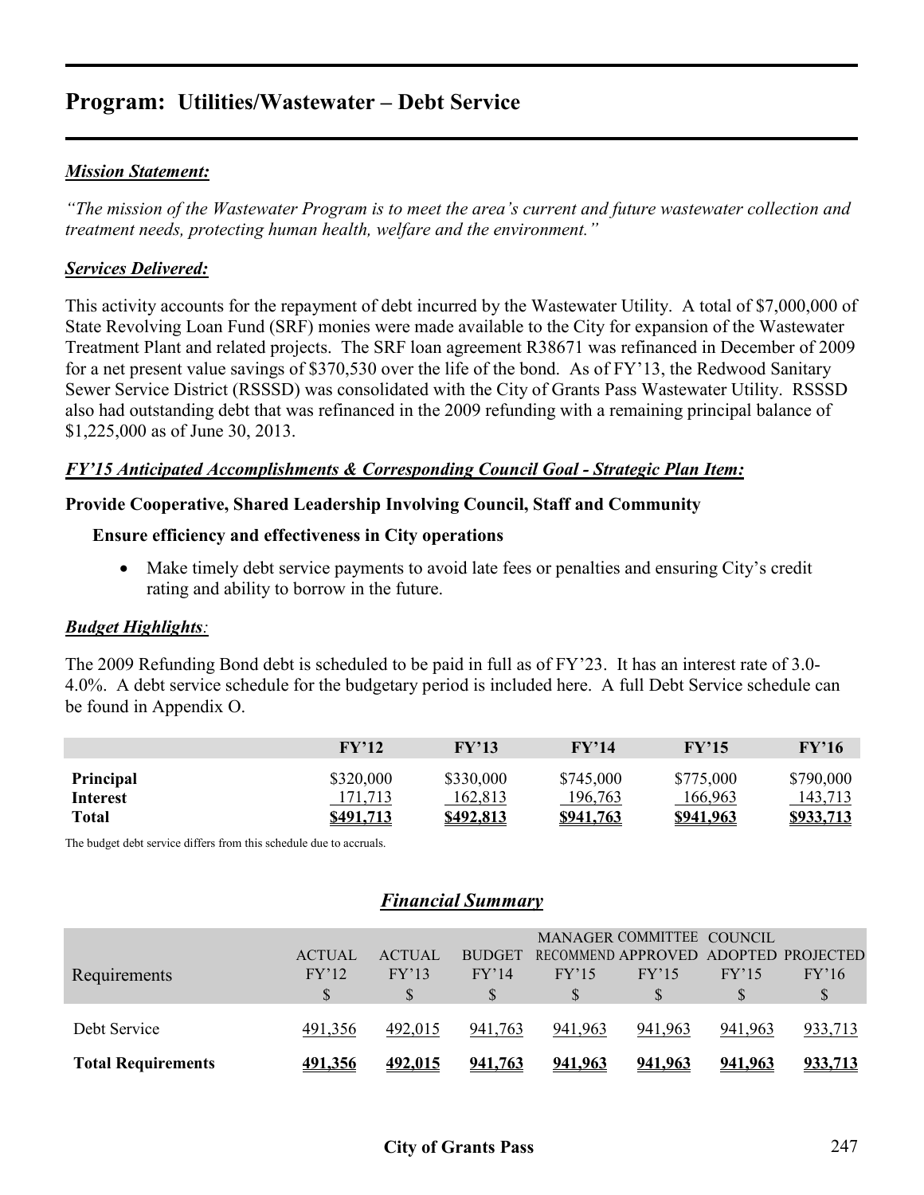# Program: Utilities/Wastewater – Debt Service

***Mission Statement:***

*"The mission of the Wastewater Program is to meet the area's current and future wastewater collection and treatment needs, protecting human health, welfare and the environment."*

***Services Delivered:***

This activity accounts for the repayment of debt incurred by the Wastewater Utility. A total of $7,000,000 of State Revolving Loan Fund (SRF) monies were made available to the City for expansion of the Wastewater Treatment Plant and related projects. The SRF loan agreement R38671 was refinanced in December of 2009 for a net present value savings of $370,530 over the life of the bond. As of FY'13, the Redwood Sanitary Sewer Service District (RSSSD) was consolidated with the City of Grants Pass Wastewater Utility. RSSSD also had outstanding debt that was refinanced in the 2009 refunding with a remaining principal balance of $1,225,000 as of June 30, 2013.

***FY'15 Anticipated Accomplishments & Corresponding Council Goal - Strategic Plan Item:***

**Provide Cooperative, Shared Leadership Involving Council, Staff and Community**

**Ensure efficiency and effectiveness in City operations**

- Make timely debt service payments to avoid late fees or penalties and ensuring City's credit rating and ability to borrow in the future.

***Budget Highlights**:*

The 2009 Refunding Bond debt is scheduled to be paid in full as of FY'23. It has an interest rate of 3.0-4.0%. A debt service schedule for the budgetary period is included here. A full Debt Service schedule can be found in Appendix O.

| | FY'12 | FY'13 | FY'14 | FY'15 | FY'16 |
|---|---|---|---|---|---|
| **Principal** | $320,000 | $330,000 | $745,000 | $775,000 | $790,000 |
| **Interest** | 171,713 | 162,813 | 196,763 | 166,963 | 143,713 |
| **Total** | **$491,713** | **$492,813** | **$941,763** | **$941,963** | **$933,713** |

The budget debt service differs from this schedule due to accruals.

## *Financial Summary*

| Requirements | ACTUAL FY'12 $ | ACTUAL FY'13 $ | BUDGET FY'14 $ | MANAGER RECOMMEND FY'15 $ | COMMITTEE APPROVED FY'15 $ | COUNCIL ADOPTED FY'15 $ | PROJECTED FY'16 $ |
|---|---|---|---|---|---|---|---|
| Debt Service | 491,356 | 492,015 | 941,763 | 941,963 | 941,963 | 941,963 | 933,713 |
| **Total Requirements** | **491,356** | **492,015** | **941,763** | **941,963** | **941,963** | **941,963** | **933,713** |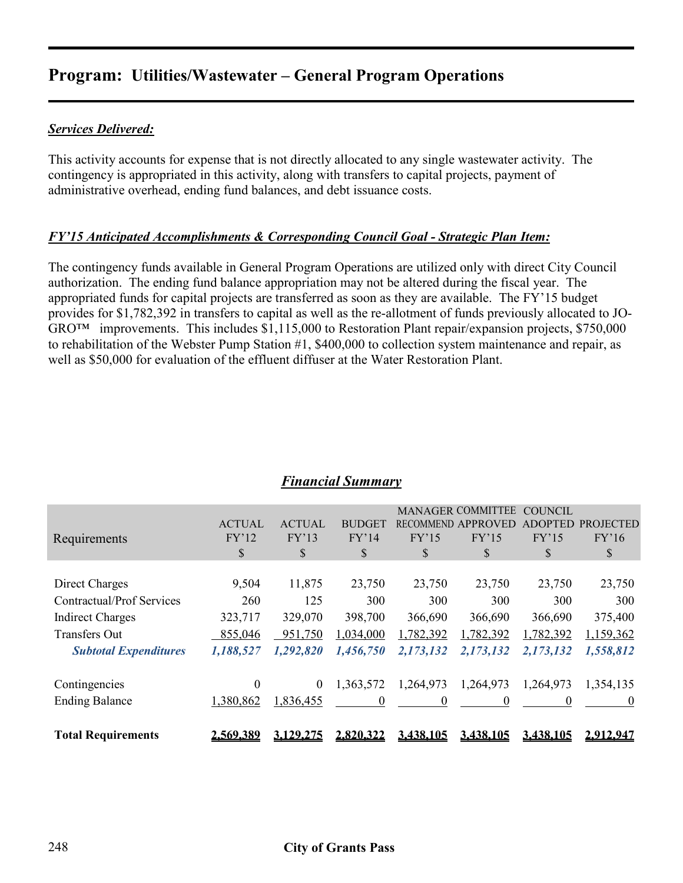# Program: Utilities/Wastewater – General Program Operations

***Services Delivered:***

This activity accounts for expense that is not directly allocated to any single wastewater activity. The contingency is appropriated in this activity, along with transfers to capital projects, payment of administrative overhead, ending fund balances, and debt issuance costs.

***FY'15 Anticipated Accomplishments & Corresponding Council Goal - Strategic Plan Item:***

The contingency funds available in General Program Operations are utilized only with direct City Council authorization. The ending fund balance appropriation may not be altered during the fiscal year. The appropriated funds for capital projects are transferred as soon as they are available. The FY'15 budget provides for $1,782,392 in transfers to capital as well as the re-allotment of funds previously allocated to JO-GRO™ improvements. This includes $1,115,000 to Restoration Plant repair/expansion projects, $750,000 to rehabilitation of the Webster Pump Station #1, $400,000 to collection system maintenance and repair, as well as $50,000 for evaluation of the effluent diffuser at the Water Restoration Plant.

## *Financial Summary*

| Requirements | ACTUAL FY'12 $ | ACTUAL FY'13 $ | BUDGET FY'14 $ | MANAGER RECOMMEND FY'15 $ | COMMITTEE APPROVED FY'15 $ | COUNCIL ADOPTED FY'15 $ | PROJECTED FY'16 $ |
|---|---|---|---|---|---|---|---|
| Direct Charges | 9,504 | 11,875 | 23,750 | 23,750 | 23,750 | 23,750 | 23,750 |
| Contractual/Prof Services | 260 | 125 | 300 | 300 | 300 | 300 | 300 |
| Indirect Charges | 323,717 | 329,070 | 398,700 | 366,690 | 366,690 | 366,690 | 375,400 |
| Transfers Out | 855,046 | 951,750 | 1,034,000 | 1,782,392 | 1,782,392 | 1,782,392 | 1,159,362 |
| ***Subtotal Expenditures*** | ***1,188,527*** | ***1,292,820*** | ***1,456,750*** | ***2,173,132*** | ***2,173,132*** | ***2,173,132*** | ***1,558,812*** |
| Contingencies | 0 | 0 | 1,363,572 | 1,264,973 | 1,264,973 | 1,264,973 | 1,354,135 |
| Ending Balance | 1,380,862 | 1,836,455 | 0 | 0 | 0 | 0 | 0 |
| **Total Requirements** | **2,569,389** | **3,129,275** | **2,820,322** | **3,438,105** | **3,438,105** | **3,438,105** | **2,912,947** |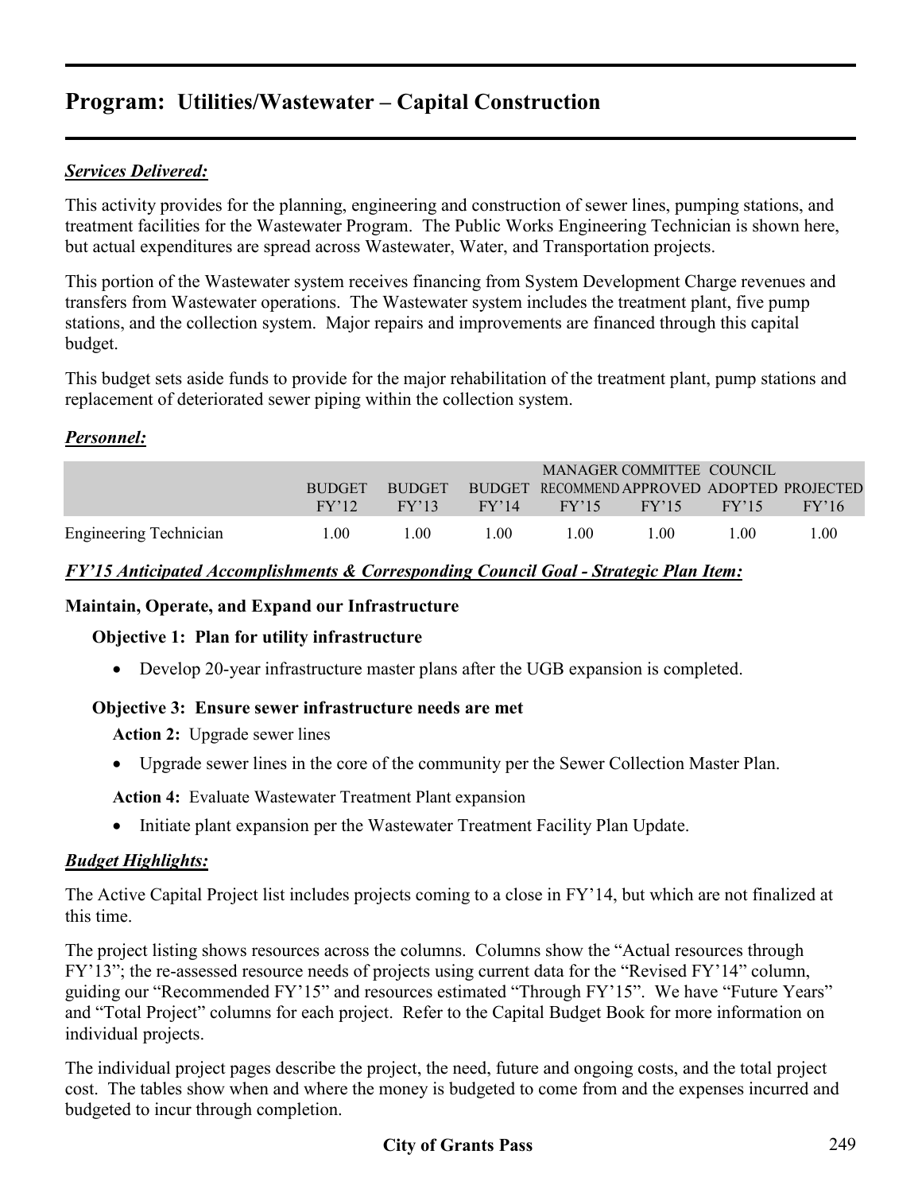# Program: Utilities/Wastewater – Capital Construction

***Services Delivered:***

This activity provides for the planning, engineering and construction of sewer lines, pumping stations, and treatment facilities for the Wastewater Program. The Public Works Engineering Technician is shown here, but actual expenditures are spread across Wastewater, Water, and Transportation projects.

This portion of the Wastewater system receives financing from System Development Charge revenues and transfers from Wastewater operations. The Wastewater system includes the treatment plant, five pump stations, and the collection system. Major repairs and improvements are financed through this capital budget.

This budget sets aside funds to provide for the major rehabilitation of the treatment plant, pump stations and replacement of deteriorated sewer piping within the collection system.

***Personnel:***

| | BUDGET FY'12 | BUDGET FY'13 | BUDGET FY'14 | MANAGER RECOMMEND FY'15 | COMMITTEE APPROVED FY'15 | COUNCIL ADOPTED FY'15 | PROJECTED FY'16 |
|---|---|---|---|---|---|---|---|
| Engineering Technician | 1.00 | 1.00 | 1.00 | 1.00 | 1.00 | 1.00 | 1.00 |

***FY'15 Anticipated Accomplishments & Corresponding Council Goal - Strategic Plan Item:***

**Maintain, Operate, and Expand our Infrastructure**

**Objective 1: Plan for utility infrastructure**

- Develop 20-year infrastructure master plans after the UGB expansion is completed.

**Objective 3: Ensure sewer infrastructure needs are met**

**Action 2:** Upgrade sewer lines

- Upgrade sewer lines in the core of the community per the Sewer Collection Master Plan.

**Action 4:** Evaluate Wastewater Treatment Plant expansion

- Initiate plant expansion per the Wastewater Treatment Facility Plan Update.

***Budget Highlights:***

The Active Capital Project list includes projects coming to a close in FY'14, but which are not finalized at this time.

The project listing shows resources across the columns. Columns show the "Actual resources through FY'13"; the re-assessed resource needs of projects using current data for the "Revised FY'14" column, guiding our "Recommended FY'15" and resources estimated "Through FY'15". We have "Future Years" and "Total Project" columns for each project. Refer to the Capital Budget Book for more information on individual projects.

The individual project pages describe the project, the need, future and ongoing costs, and the total project cost. The tables show when and where the money is budgeted to come from and the expenses incurred and budgeted to incur through completion.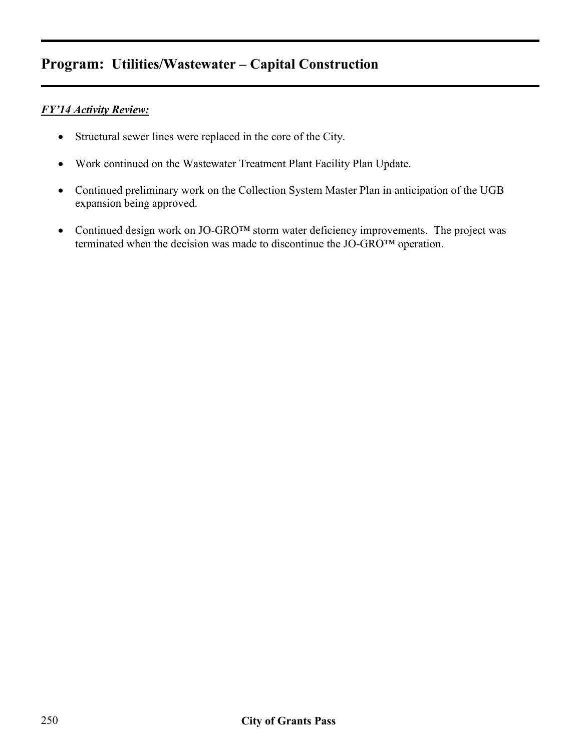## Program: Utilities/Wastewater – Capital Construction

***FY'14 Activity Review:***

- Structural sewer lines were replaced in the core of the City.
- Work continued on the Wastewater Treatment Plant Facility Plan Update.
- Continued preliminary work on the Collection System Master Plan in anticipation of the UGB expansion being approved.
- Continued design work on JO-GRO™ storm water deficiency improvements. The project was terminated when the decision was made to discontinue the JO-GRO™ operation.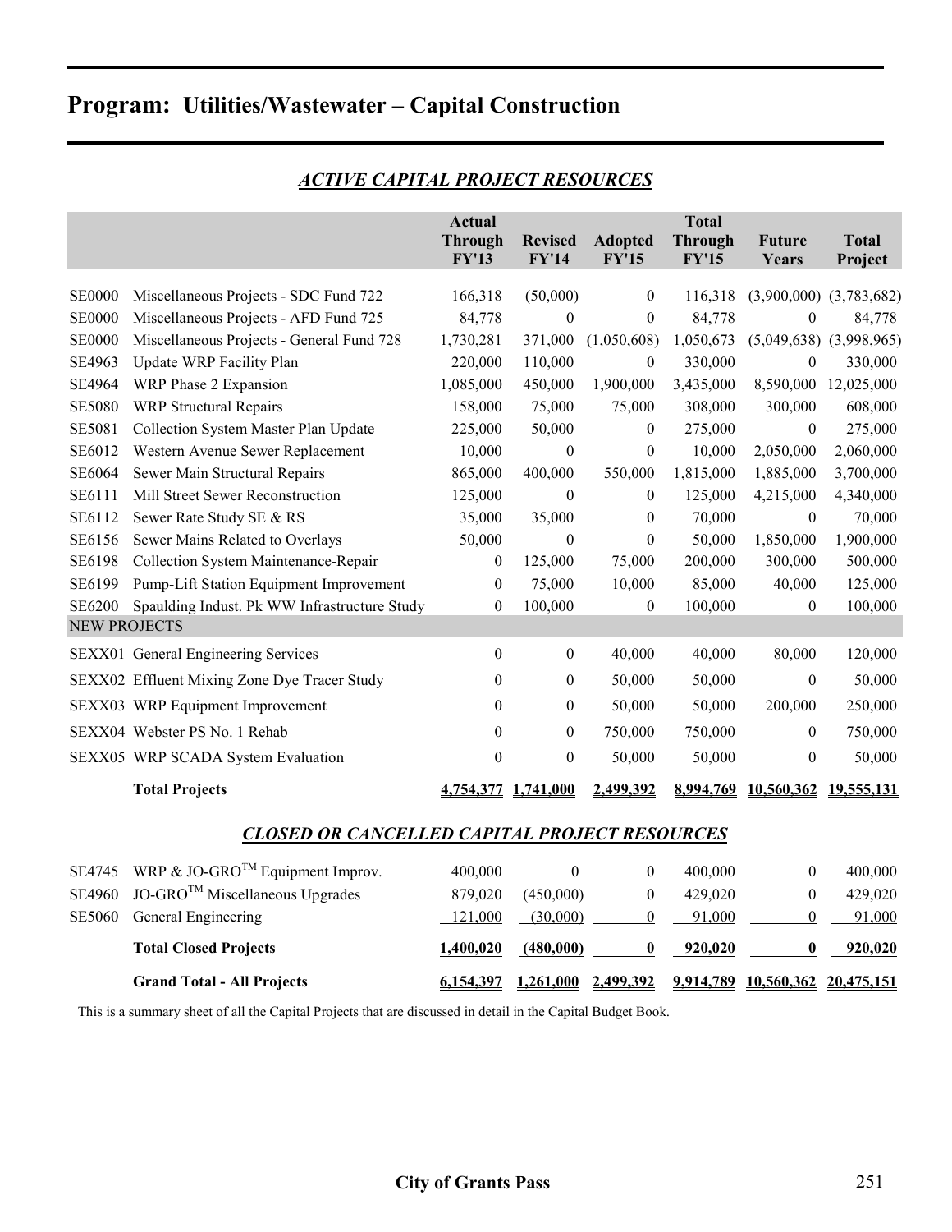# Program: Utilities/Wastewater – Capital Construction

## *ACTIVE CAPITAL PROJECT RESOURCES*

| | | Actual Through FY'13 | Revised FY'14 | Adopted FY'15 | Total Through FY'15 | Future Years | Total Project |
|---|---|---|---|---|---|---|---|
| SE0000 | Miscellaneous Projects - SDC Fund 722 | 166,318 | (50,000) | 0 | 116,318 | (3,900,000) | (3,783,682) |
| SE0000 | Miscellaneous Projects - AFD Fund 725 | 84,778 | 0 | 0 | 84,778 | 0 | 84,778 |
| SE0000 | Miscellaneous Projects - General Fund 728 | 1,730,281 | 371,000 | (1,050,608) | 1,050,673 | (5,049,638) | (3,998,965) |
| SE4963 | Update WRP Facility Plan | 220,000 | 110,000 | 0 | 330,000 | 0 | 330,000 |
| SE4964 | WRP Phase 2 Expansion | 1,085,000 | 450,000 | 1,900,000 | 3,435,000 | 8,590,000 | 12,025,000 |
| SE5080 | WRP Structural Repairs | 158,000 | 75,000 | 75,000 | 308,000 | 300,000 | 608,000 |
| SE5081 | Collection System Master Plan Update | 225,000 | 50,000 | 0 | 275,000 | 0 | 275,000 |
| SE6012 | Western Avenue Sewer Replacement | 10,000 | 0 | 0 | 10,000 | 2,050,000 | 2,060,000 |
| SE6064 | Sewer Main Structural Repairs | 865,000 | 400,000 | 550,000 | 1,815,000 | 1,885,000 | 3,700,000 |
| SE6111 | Mill Street Sewer Reconstruction | 125,000 | 0 | 0 | 125,000 | 4,215,000 | 4,340,000 |
| SE6112 | Sewer Rate Study SE & RS | 35,000 | 35,000 | 0 | 70,000 | 0 | 70,000 |
| SE6156 | Sewer Mains Related to Overlays | 50,000 | 0 | 0 | 50,000 | 1,850,000 | 1,900,000 |
| SE6198 | Collection System Maintenance-Repair | 0 | 125,000 | 75,000 | 200,000 | 300,000 | 500,000 |
| SE6199 | Pump-Lift Station Equipment Improvement | 0 | 75,000 | 10,000 | 85,000 | 40,000 | 125,000 |
| SE6200 | Spaulding Indust. Pk WW Infrastructure Study | 0 | 100,000 | 0 | 100,000 | 0 | 100,000 |
| NEW PROJECTS | | | | | | | |
| SEXX01 | General Engineering Services | 0 | 0 | 40,000 | 40,000 | 80,000 | 120,000 |
| SEXX02 | Effluent Mixing Zone Dye Tracer Study | 0 | 0 | 50,000 | 50,000 | 0 | 50,000 |
| SEXX03 | WRP Equipment Improvement | 0 | 0 | 50,000 | 50,000 | 200,000 | 250,000 |
| SEXX04 | Webster PS No. 1 Rehab | 0 | 0 | 750,000 | 750,000 | 0 | 750,000 |
| SEXX05 | WRP SCADA System Evaluation | 0 | 0 | 50,000 | 50,000 | 0 | 50,000 |
| | **Total Projects** | **4,754,377** | **1,741,000** | **2,499,392** | **8,994,769** | **10,560,362** | **19,555,131** |

## *CLOSED OR CANCELLED CAPITAL PROJECT RESOURCES*

| | | Actual Through FY'13 | Revised FY'14 | Adopted FY'15 | Total Through FY'15 | Future Years | Total Project |
|---|---|---|---|---|---|---|---|
| SE4745 | WRP & JO-GRO™ Equipment Improv. | 400,000 | 0 | 0 | 400,000 | 0 | 400,000 |
| SE4960 | JO-GRO™ Miscellaneous Upgrades | 879,020 | (450,000) | 0 | 429,020 | 0 | 429,020 |
| SE5060 | General Engineering | 121,000 | (30,000) | 0 | 91,000 | 0 | 91,000 |
| | **Total Closed Projects** | **1,400,020** | **(480,000)** | **0** | **920,020** | **0** | **920,020** |
| | **Grand Total - All Projects** | **6,154,397** | **1,261,000** | **2,499,392** | **9,914,789** | **10,560,362** | **20,475,151** |

This is a summary sheet of all the Capital Projects that are discussed in detail in the Capital Budget Book.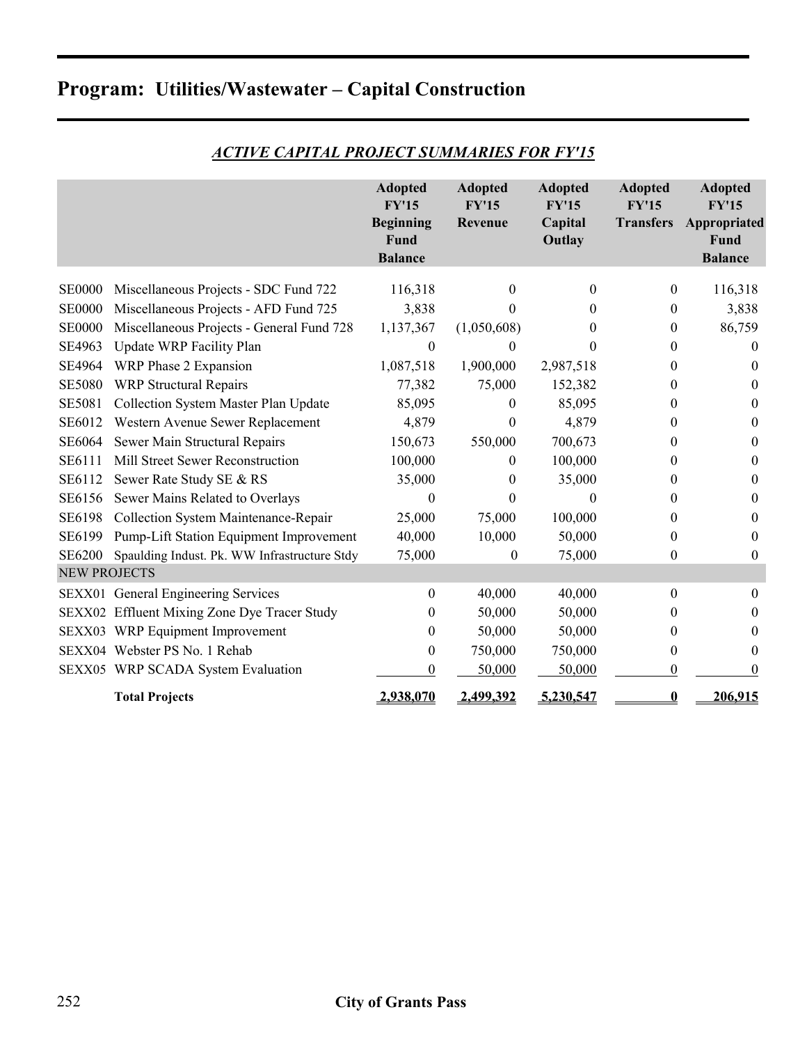# Program: Utilities/Wastewater – Capital Construction

## *ACTIVE CAPITAL PROJECT SUMMARIES FOR FY'15*

| | | Adopted FY'15 Beginning Fund Balance | Adopted FY'15 Revenue | Adopted FY'15 Capital Outlay | Adopted FY'15 Transfers | Adopted FY'15 Appropriated Fund Balance |
|---|---|---|---|---|---|---|
| SE0000 | Miscellaneous Projects - SDC Fund 722 | 116,318 | 0 | 0 | 0 | 116,318 |
| SE0000 | Miscellaneous Projects - AFD Fund 725 | 3,838 | 0 | 0 | 0 | 3,838 |
| SE0000 | Miscellaneous Projects - General Fund 728 | 1,137,367 | (1,050,608) | 0 | 0 | 86,759 |
| SE4963 | Update WRP Facility Plan | 0 | 0 | 0 | 0 | 0 |
| SE4964 | WRP Phase 2 Expansion | 1,087,518 | 1,900,000 | 2,987,518 | 0 | 0 |
| SE5080 | WRP Structural Repairs | 77,382 | 75,000 | 152,382 | 0 | 0 |
| SE5081 | Collection System Master Plan Update | 85,095 | 0 | 85,095 | 0 | 0 |
| SE6012 | Western Avenue Sewer Replacement | 4,879 | 0 | 4,879 | 0 | 0 |
| SE6064 | Sewer Main Structural Repairs | 150,673 | 550,000 | 700,673 | 0 | 0 |
| SE6111 | Mill Street Sewer Reconstruction | 100,000 | 0 | 100,000 | 0 | 0 |
| SE6112 | Sewer Rate Study SE & RS | 35,000 | 0 | 35,000 | 0 | 0 |
| SE6156 | Sewer Mains Related to Overlays | 0 | 0 | 0 | 0 | 0 |
| SE6198 | Collection System Maintenance-Repair | 25,000 | 75,000 | 100,000 | 0 | 0 |
| SE6199 | Pump-Lift Station Equipment Improvement | 40,000 | 10,000 | 50,000 | 0 | 0 |
| SE6200 | Spaulding Indust. Pk. WW Infrastructure Stdy | 75,000 | 0 | 75,000 | 0 | 0 |
| NEW PROJECTS | | | | | | |
| SEXX01 | General Engineering Services | 0 | 40,000 | 40,000 | 0 | 0 |
| SEXX02 | Effluent Mixing Zone Dye Tracer Study | 0 | 50,000 | 50,000 | 0 | 0 |
| SEXX03 | WRP Equipment Improvement | 0 | 50,000 | 50,000 | 0 | 0 |
| SEXX04 | Webster PS No. 1 Rehab | 0 | 750,000 | 750,000 | 0 | 0 |
| SEXX05 | WRP SCADA System Evaluation | 0 | 50,000 | 50,000 | 0 | 0 |
| | **Total Projects** | **2,938,070** | **2,499,392** | **5,230,547** | **0** | **206,915** |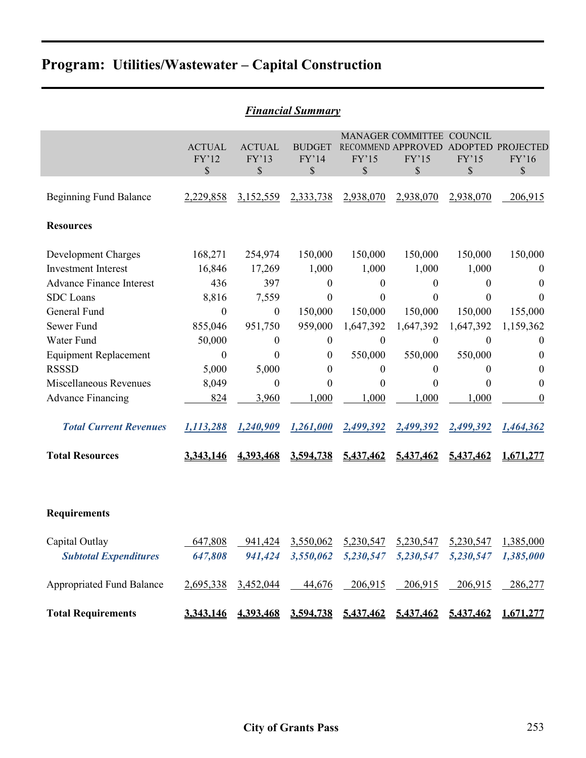# Program: Utilities/Wastewater – Capital Construction

***Financial Summary***

| | ACTUAL FY'12 $ | ACTUAL FY'13 $ | BUDGET FY'14 $ | MANAGER RECOMMEND FY'15 $ | COMMITTEE APPROVED FY'15 $ | COUNCIL ADOPTED FY'15 $ | PROJECTED FY'16 $ |
|---|---|---|---|---|---|---|---|
| Beginning Fund Balance | 2,229,858 | 3,152,559 | 2,333,738 | 2,938,070 | 2,938,070 | 2,938,070 | 206,915 |
| **Resources** | | | | | | | |
| Development Charges | 168,271 | 254,974 | 150,000 | 150,000 | 150,000 | 150,000 | 150,000 |
| Investment Interest | 16,846 | 17,269 | 1,000 | 1,000 | 1,000 | 1,000 | 0 |
| Advance Finance Interest | 436 | 397 | 0 | 0 | 0 | 0 | 0 |
| SDC Loans | 8,816 | 7,559 | 0 | 0 | 0 | 0 | 0 |
| General Fund | 0 | 0 | 150,000 | 150,000 | 150,000 | 150,000 | 155,000 |
| Sewer Fund | 855,046 | 951,750 | 959,000 | 1,647,392 | 1,647,392 | 1,647,392 | 1,159,362 |
| Water Fund | 50,000 | 0 | 0 | 0 | 0 | 0 | 0 |
| Equipment Replacement | 0 | 0 | 0 | 550,000 | 550,000 | 550,000 | 0 |
| RSSSD | 5,000 | 5,000 | 0 | 0 | 0 | 0 | 0 |
| Miscellaneous Revenues | 8,049 | 0 | 0 | 0 | 0 | 0 | 0 |
| Advance Financing | 824 | 3,960 | 1,000 | 1,000 | 1,000 | 1,000 | 0 |
| ***Total Current Revenues*** | ***1,113,288*** | ***1,240,909*** | ***1,261,000*** | ***2,499,392*** | ***2,499,392*** | ***2,499,392*** | ***1,464,362*** |
| **Total Resources** | **3,343,146** | **4,393,468** | **3,594,738** | **5,437,462** | **5,437,462** | **5,437,462** | **1,671,277** |
| **Requirements** | | | | | | | |
| Capital Outlay | 647,808 | 941,424 | 3,550,062 | 5,230,547 | 5,230,547 | 5,230,547 | 1,385,000 |
| ***Subtotal Expenditures*** | ***647,808*** | ***941,424*** | ***3,550,062*** | ***5,230,547*** | ***5,230,547*** | ***5,230,547*** | ***1,385,000*** |
| Appropriated Fund Balance | 2,695,338 | 3,452,044 | 44,676 | 206,915 | 206,915 | 206,915 | 286,277 |
| **Total Requirements** | **3,343,146** | **4,393,468** | **3,594,738** | **5,437,462** | **5,437,462** | **5,437,462** | **1,671,277** |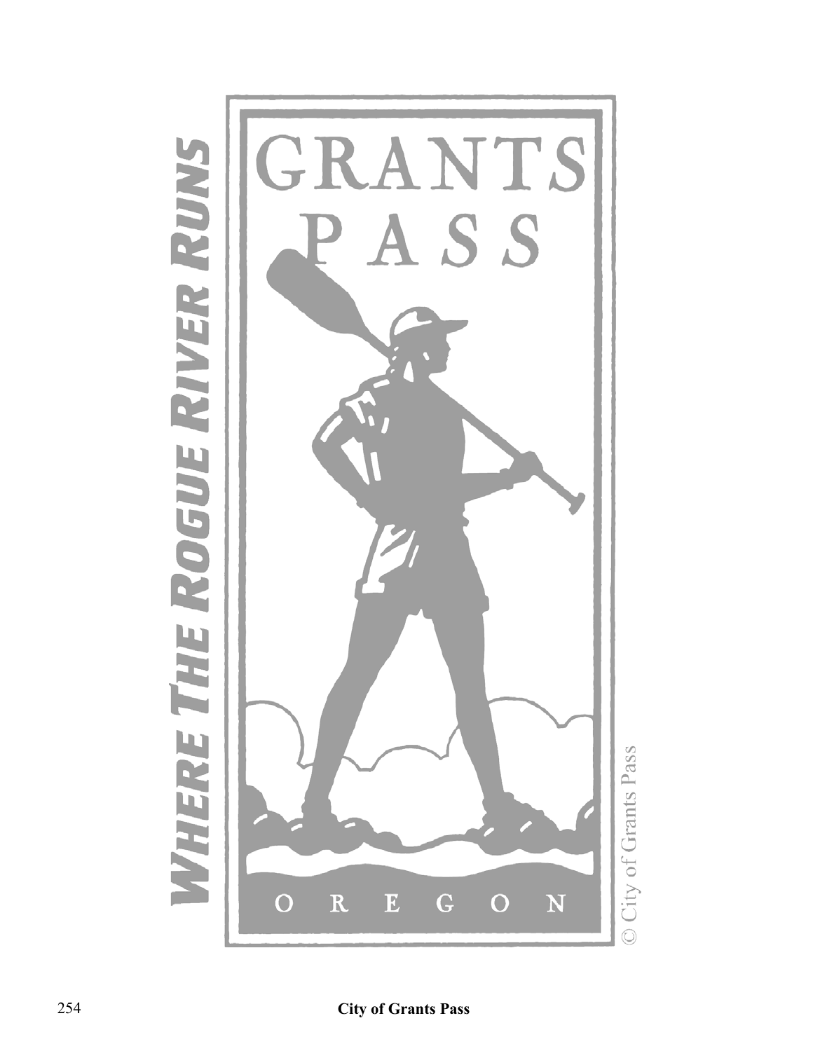WHERE THE ROGUE RIVER RUNS

GRANTS PASS

OREGON

© City of Grants Pass